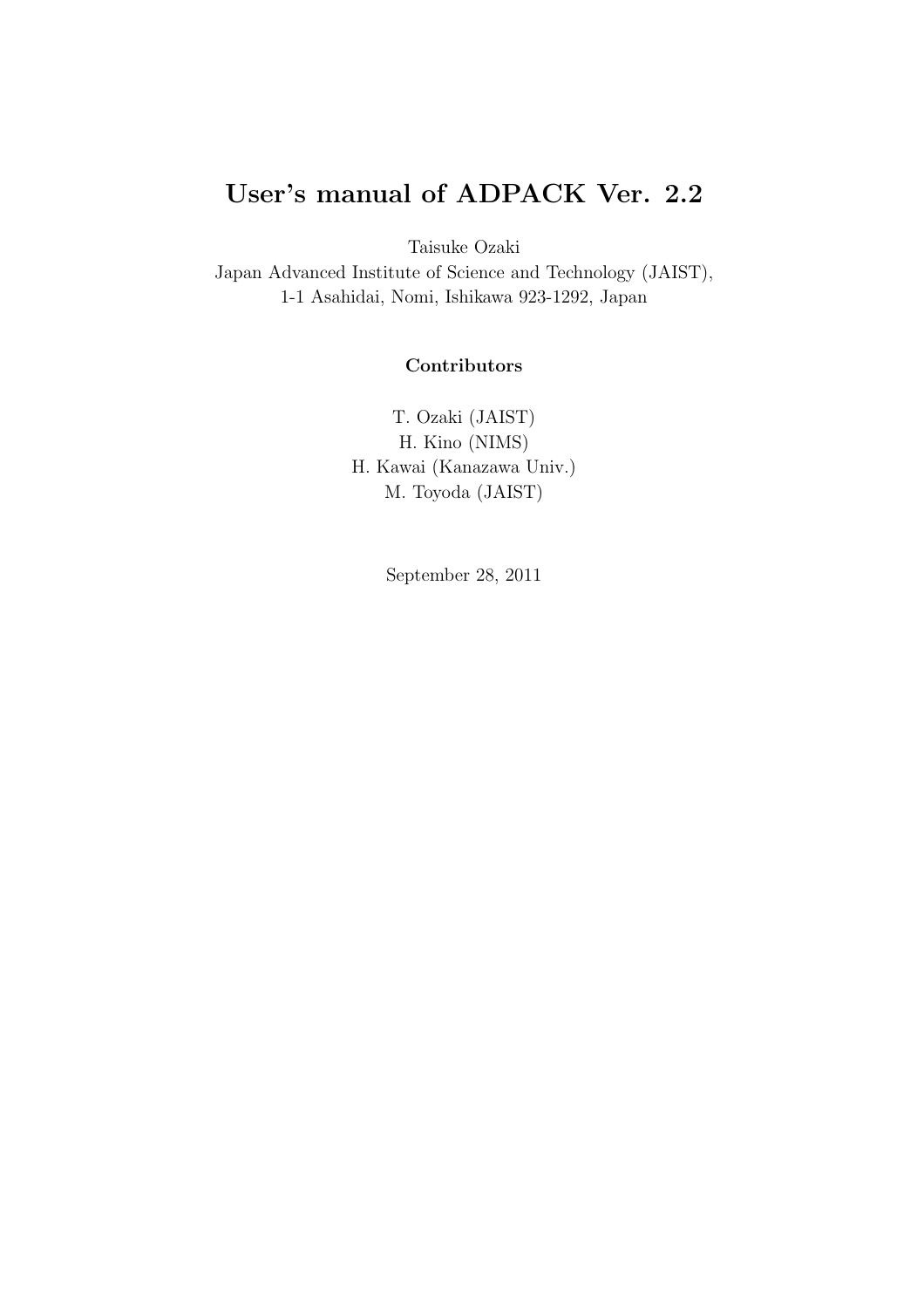# User's manual of ADPACK Ver. 2.2

Taisuke Ozaki
Japan Advanced Institute of Science and Technology (JAIST),
1-1 Asahidai, Nomi, Ishikawa 923-1292, Japan

**Contributors**

T. Ozaki (JAIST)
H. Kino (NIMS)
H. Kawai (Kanazawa Univ.)
M. Toyoda (JAIST)

September 28, 2011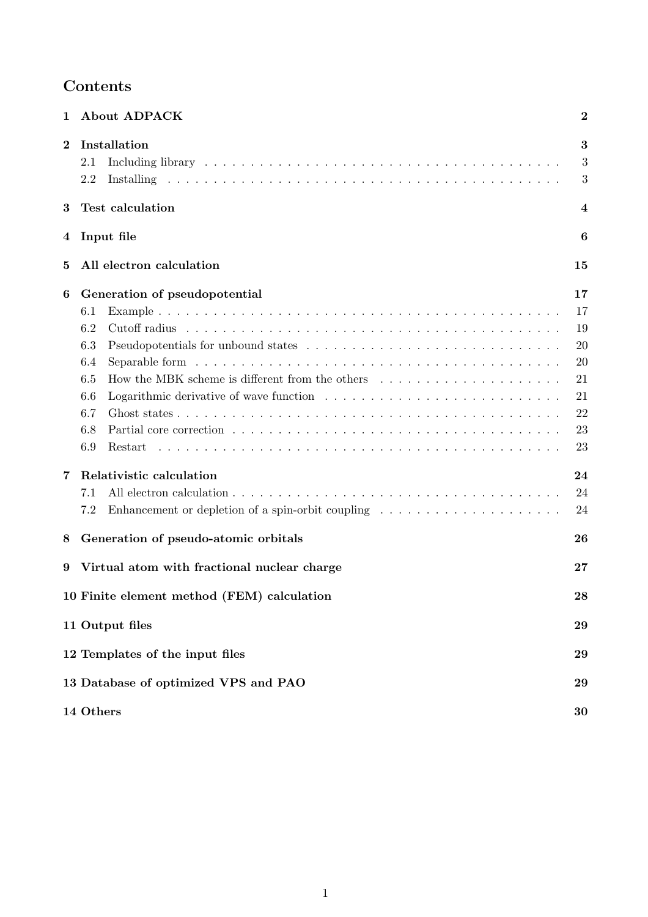# Contents

| | | |
|---|---|---|
| **1** | **About ADPACK** | **2** |
| **2** | **Installation** | **3** |
| 2.1 | Including library | 3 |
| 2.2 | Installing | 3 |
| **3** | **Test calculation** | **4** |
| **4** | **Input file** | **6** |
| **5** | **All electron calculation** | **15** |
| **6** | **Generation of pseudopotential** | **17** |
| 6.1 | Example | 17 |
| 6.2 | Cutoff radius | 19 |
| 6.3 | Pseudopotentials for unbound states | 20 |
| 6.4 | Separable form | 20 |
| 6.5 | How the MBK scheme is different from the others | 21 |
| 6.6 | Logarithmic derivative of wave function | 21 |
| 6.7 | Ghost states | 22 |
| 6.8 | Partial core correction | 23 |
| 6.9 | Restart | 23 |
| **7** | **Relativistic calculation** | **24** |
| 7.1 | All electron calculation | 24 |
| 7.2 | Enhancement or depletion of a spin-orbit coupling | 24 |
| **8** | **Generation of pseudo-atomic orbitals** | **26** |
| **9** | **Virtual atom with fractional nuclear charge** | **27** |
| **10** | **Finite element method (FEM) calculation** | **28** |
| **11** | **Output files** | **29** |
| **12** | **Templates of the input files** | **29** |
| **13** | **Database of optimized VPS and PAO** | **29** |
| **14** | **Others** | **30** |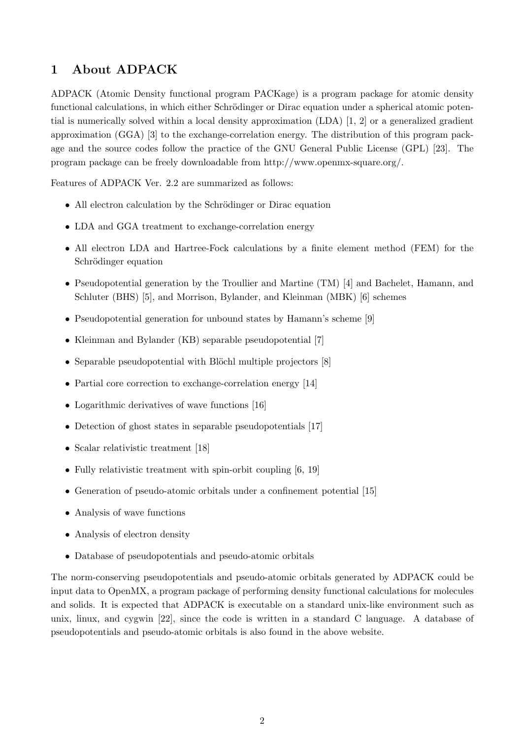# 1 About ADPACK

ADPACK (Atomic Density functional program PACKage) is a program package for atomic density functional calculations, in which either Schrödinger or Dirac equation under a spherical atomic potential is numerically solved within a local density approximation (LDA) [1, 2] or a generalized gradient approximation (GGA) [3] to the exchange-correlation energy. The distribution of this program package and the source codes follow the practice of the GNU General Public License (GPL) [23]. The program package can be freely downloadable from http://www.openmx-square.org/.

Features of ADPACK Ver. 2.2 are summarized as follows:

- All electron calculation by the Schrödinger or Dirac equation
- LDA and GGA treatment to exchange-correlation energy
- All electron LDA and Hartree-Fock calculations by a finite element method (FEM) for the Schrödinger equation
- Pseudopotential generation by the Troullier and Martine (TM) [4] and Bachelet, Hamann, and Schluter (BHS) [5], and Morrison, Bylander, and Kleinman (MBK) [6] schemes
- Pseudopotential generation for unbound states by Hamann's scheme [9]
- Kleinman and Bylander (KB) separable pseudopotential [7]
- Separable pseudopotential with Blöchl multiple projectors [8]
- Partial core correction to exchange-correlation energy [14]
- Logarithmic derivatives of wave functions [16]
- Detection of ghost states in separable pseudopotentials [17]
- Scalar relativistic treatment [18]
- Fully relativistic treatment with spin-orbit coupling [6, 19]
- Generation of pseudo-atomic orbitals under a confinement potential [15]
- Analysis of wave functions
- Analysis of electron density
- Database of pseudopotentials and pseudo-atomic orbitals

The norm-conserving pseudopotentials and pseudo-atomic orbitals generated by ADPACK could be input data to OpenMX, a program package of performing density functional calculations for molecules and solids. It is expected that ADPACK is executable on a standard unix-like environment such as unix, linux, and cygwin [22], since the code is written in a standard C language. A database of pseudopotentials and pseudo-atomic orbitals is also found in the above website.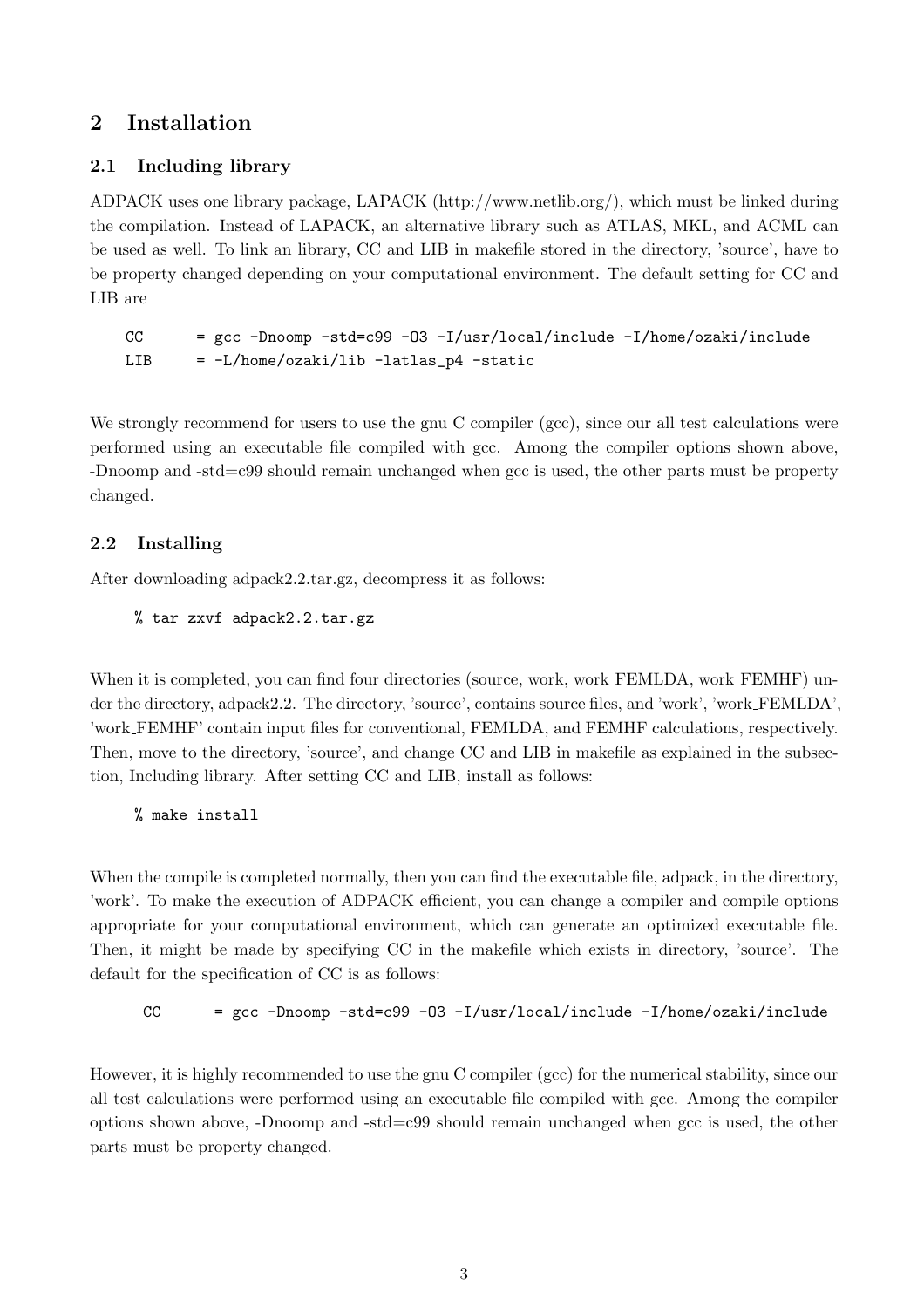## 2 Installation

### 2.1 Including library

ADPACK uses one library package, LAPACK (http://www.netlib.org/), which must be linked during the compilation. Instead of LAPACK, an alternative library such as ATLAS, MKL, and ACML can be used as well. To link an library, CC and LIB in makefile stored in the directory, 'source', have to be property changed depending on your computational environment. The default setting for CC and LIB are

```
CC      = gcc -Dnoomp -std=c99 -O3 -I/usr/local/include -I/home/ozaki/include
LIB     = -L/home/ozaki/lib -latlas_p4 -static
```

We strongly recommend for users to use the gnu C compiler (gcc), since our all test calculations were performed using an executable file compiled with gcc. Among the compiler options shown above, -Dnoomp and -std=c99 should remain unchanged when gcc is used, the other parts must be property changed.

### 2.2 Installing

After downloading adpack2.2.tar.gz, decompress it as follows:

```
% tar zxvf adpack2.2.tar.gz
```

When it is completed, you can find four directories (source, work, work_FEMLDA, work_FEMHF) under the directory, adpack2.2. The directory, 'source', contains source files, and 'work', 'work_FEMLDA', 'work_FEMHF' contain input files for conventional, FEMLDA, and FEMHF calculations, respectively. Then, move to the directory, 'source', and change CC and LIB in makefile as explained in the subsection, Including library. After setting CC and LIB, install as follows:

```
% make install
```

When the compile is completed normally, then you can find the executable file, adpack, in the directory, 'work'. To make the execution of ADPACK efficient, you can change a compiler and compile options appropriate for your computational environment, which can generate an optimized executable file. Then, it might be made by specifying CC in the makefile which exists in directory, 'source'. The default for the specification of CC is as follows:

```
CC      = gcc -Dnoomp -std=c99 -O3 -I/usr/local/include -I/home/ozaki/include
```

However, it is highly recommended to use the gnu C compiler (gcc) for the numerical stability, since our all test calculations were performed using an executable file compiled with gcc. Among the compiler options shown above, -Dnoomp and -std=c99 should remain unchanged when gcc is used, the other parts must be property changed.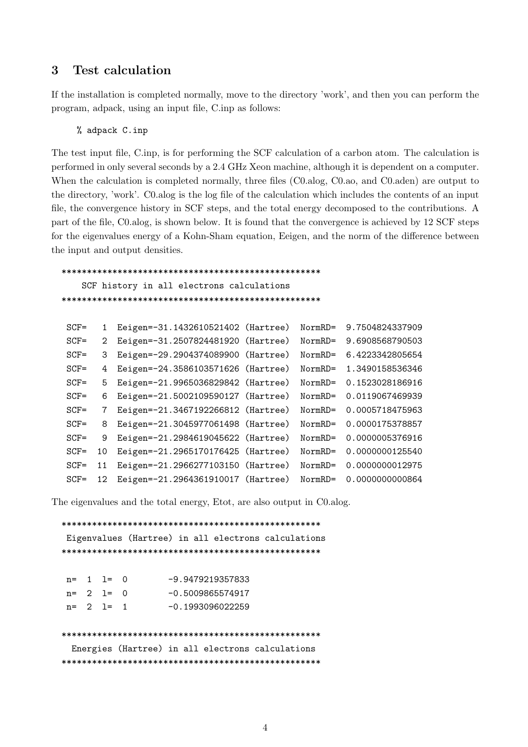## 3 Test calculation

If the installation is completed normally, move to the directory 'work', and then you can perform the program, adpack, using an input file, C.inp as follows:

```
% adpack C.inp
```

The test input file, C.inp, is for performing the SCF calculation of a carbon atom. The calculation is performed in only several seconds by a 2.4 GHz Xeon machine, although it is dependent on a computer. When the calculation is completed normally, three files (C0.alog, C0.ao, and C0.aden) are output to the directory, 'work'. C0.alog is the log file of the calculation which includes the contents of an input file, the convergence history in SCF steps, and the total energy decomposed to the contributions. A part of the file, C0.alog, is shown below. It is found that the convergence is achieved by 12 SCF steps for the eigenvalues energy of a Kohn-Sham equation, Eeigen, and the norm of the difference between the input and output densities.

```
***************************************************
     SCF history in all electrons calculations
***************************************************

  SCF=   1  Eeigen=-31.1432610521402 (Hartree)  NormRD=  9.7504824337909
  SCF=   2  Eeigen=-31.2507824481920 (Hartree)  NormRD=  9.6908568790503
  SCF=   3  Eeigen=-29.2904374089900 (Hartree)  NormRD=  6.4223342805654
  SCF=   4  Eeigen=-24.3586103571626 (Hartree)  NormRD=  1.3490158536346
  SCF=   5  Eeigen=-21.9965036829842 (Hartree)  NormRD=  0.1523028186916
  SCF=   6  Eeigen=-21.5002109590127 (Hartree)  NormRD=  0.0119067469939
  SCF=   7  Eeigen=-21.3467192266812 (Hartree)  NormRD=  0.0005718475963
  SCF=   8  Eeigen=-21.3045977061498 (Hartree)  NormRD=  0.0000175378857
  SCF=   9  Eeigen=-21.2984619045622 (Hartree)  NormRD=  0.0000005376916
  SCF=  10  Eeigen=-21.2965170176425 (Hartree)  NormRD=  0.0000000125540
  SCF=  11  Eeigen=-21.2966277103150 (Hartree)  NormRD=  0.0000000012975
  SCF=  12  Eeigen=-21.2964361910017 (Hartree)  NormRD=  0.0000000000864
```

The eigenvalues and the total energy, Etot, are also output in C0.alog.

```
***************************************************
  Eigenvalues (Hartree) in all electrons calculations
***************************************************

  n=  1  l=  0       -9.9479219357833
  n=  2  l=  0       -0.5009865574917
  n=  2  l=  1       -0.1993096022259

***************************************************
   Energies (Hartree) in all electrons calculations
***************************************************
```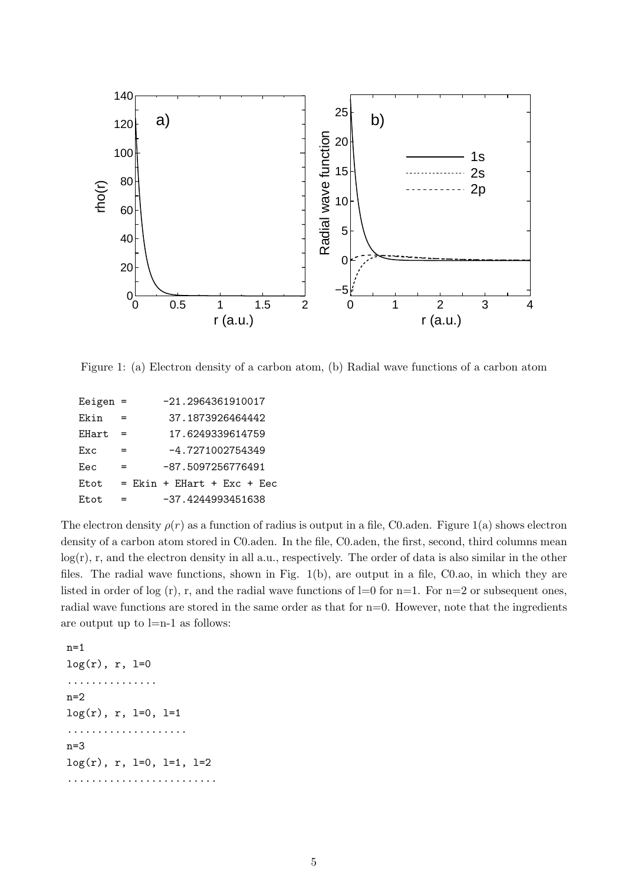Figure 1: (a) Electron density of a carbon atom, (b) Radial wave functions of a carbon atom

```
Eigen =      -21.2964361910017
Ekin  =       37.1873926464442
EHart =       17.6249339614759
Exc   =       -4.7271002754349
Eec   =      -87.5097256776491
Etot  = Ekin + EHart + Exc + Eec
Etot  =      -37.4244993451638
```

The electron density $\rho(r)$ as a function of radius is output in a file, C0.aden. Figure 1(a) shows electron density of a carbon atom stored in C0.aden. In the file, C0.aden, the first, second, third columns mean log(r), r, and the electron density in all a.u., respectively. The order of data is also similar in the other files. The radial wave functions, shown in Fig. 1(b), are output in a file, C0.ao, in which they are listed in order of log (r), r, and the radial wave functions of l=0 for n=1. For n=2 or subsequent ones, radial wave functions are stored in the same order as that for n=0. However, note that the ingredients are output up to l=n-1 as follows:

```
n=1
log(r), r, l=0
...............
n=2
log(r), r, l=0, l=1
....................
n=3
log(r), r, l=0, l=1, l=2
.........................
```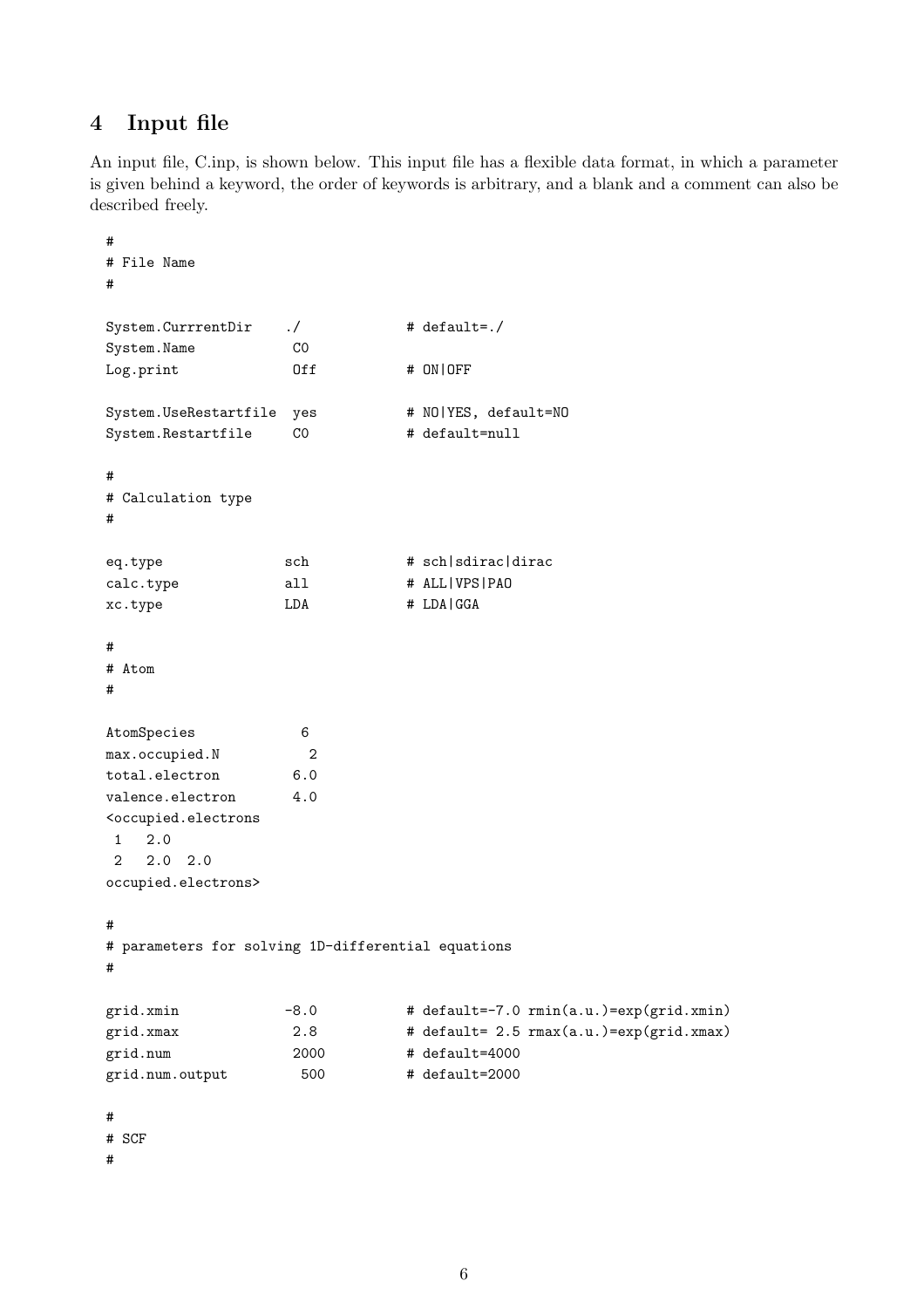## 4 Input file

An input file, C.inp, is shown below. This input file has a flexible data format, in which a parameter is given behind a keyword, the order of keywords is arbitrary, and a blank and a comment can also be described freely.

```
#
# File Name
#

System.CurrrentDir    ./              # default=./
System.Name           C0
Log.print             Off             # ON|OFF

System.UseRestartfile  yes            # NO|YES, default=NO
System.Restartfile    C0              # default=null

#
# Calculation type
#

eq.type               sch             # sch|sdirac|dirac
calc.type             all             # ALL|VPS|PAO
xc.type               LDA             # LDA|GGA

#
# Atom
#

AtomSpecies            6
max.occupied.N         2
total.electron        6.0
valence.electron      4.0
<occupied.electrons
 1   2.0
 2   2.0  2.0
occupied.electrons>

#
# parameters for solving 1D-differential equations
#

grid.xmin             -8.0            # default=-7.0 rmin(a.u.)=exp(grid.xmin)
grid.xmax              2.8            # default= 2.5 rmax(a.u.)=exp(grid.xmax)
grid.num              2000            # default=4000
grid.num.output        500            # default=2000

#
# SCF
#
```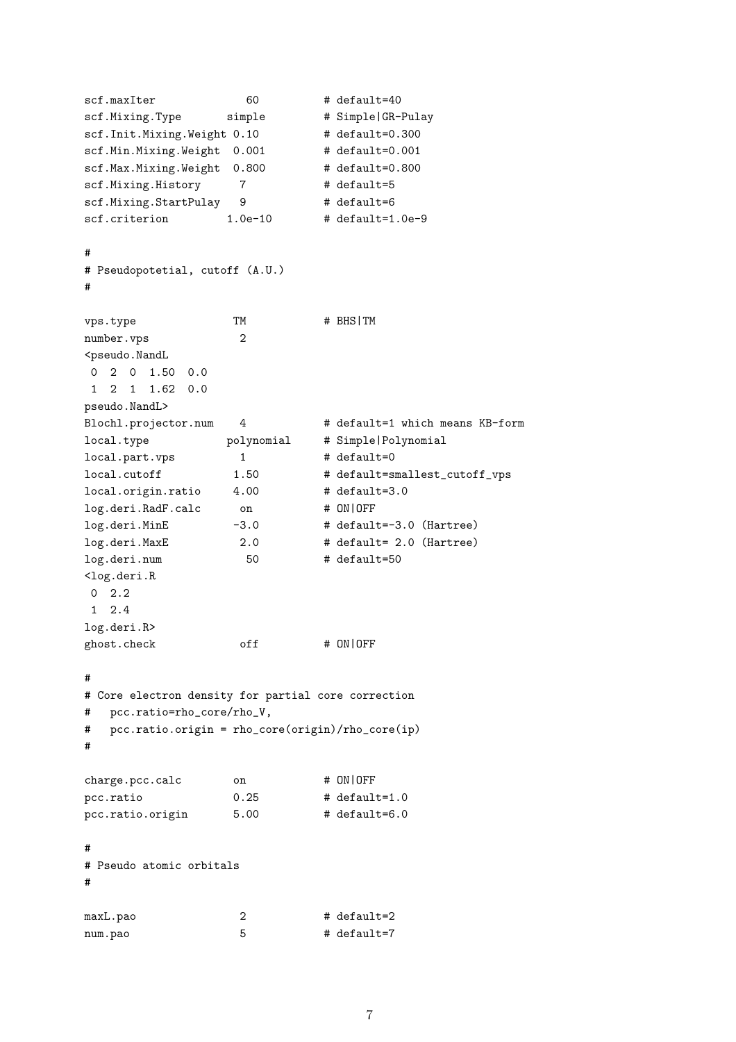```
scf.maxIter              60          # default=40
scf.Mixing.Type       simple         # Simple|GR-Pulay
scf.Init.Mixing.Weight 0.10          # default=0.300
scf.Min.Mixing.Weight  0.001         # default=0.001
scf.Max.Mixing.Weight  0.800         # default=0.800
scf.Mixing.History      7            # default=5
scf.Mixing.StartPulay   9            # default=6
scf.criterion         1.0e-10        # default=1.0e-9

#
# Pseudopotetial, cutoff (A.U.)
#

vps.type               TM            # BHS|TM
number.vps              2
<pseudo.NandL
 0  2  0  1.50  0.0
 1  2  1  1.62  0.0
pseudo.NandL>
Blochl.projector.num    4            # default=1 which means KB-form
local.type            polynomial     # Simple|Polynomial
local.part.vps          1            # default=0
local.cutoff           1.50          # default=smallest_cutoff_vps
local.origin.ratio     4.00          # default=3.0
log.deri.RadF.calc      on           # ON|OFF
log.deri.MinE          -3.0          # default=-3.0 (Hartree)
log.deri.MaxE           2.0          # default= 2.0 (Hartree)
log.deri.num             50          # default=50
<log.deri.R
 0  2.2
 1  2.4
log.deri.R>
ghost.check              off         # ON|OFF

#
# Core electron density for partial core correction
#   pcc.ratio=rho_core/rho_V,
#   pcc.ratio.origin = rho_core(origin)/rho_core(ip)
#

charge.pcc.calc        on            # ON|OFF
pcc.ratio              0.25          # default=1.0
pcc.ratio.origin       5.00          # default=6.0

#
# Pseudo atomic orbitals
#

maxL.pao                2            # default=2
num.pao                 5            # default=7
```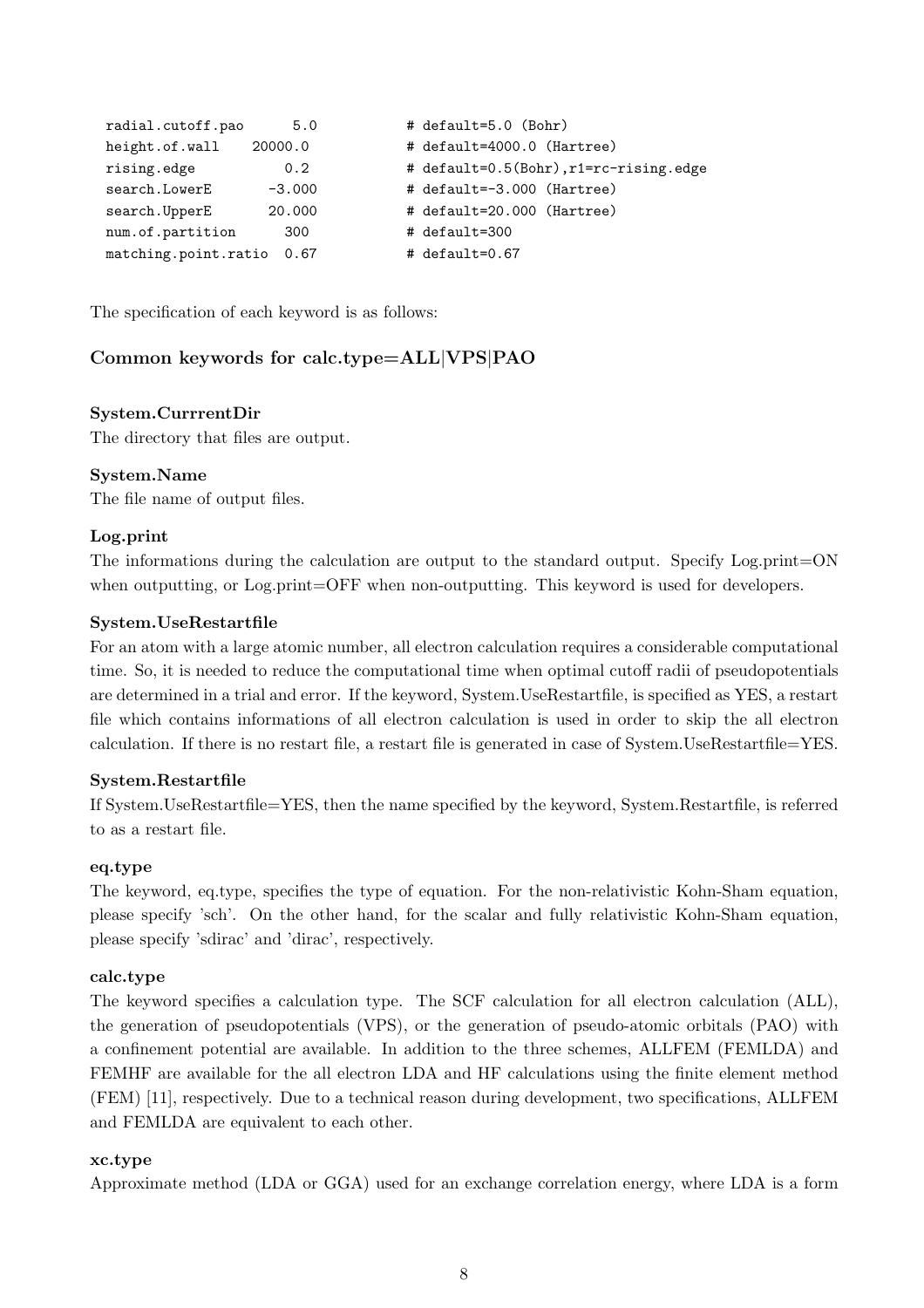```
radial.cutoff.pao      5.0          # default=5.0 (Bohr)
height.of.wall    20000.0           # default=4000.0 (Hartree)
rising.edge            0.2          # default=0.5(Bohr),r1=rc-rising.edge
search.LowerE       -3.000          # default=-3.000 (Hartree)
search.UpperE       20.000          # default=20.000 (Hartree)
num.of.partition     300            # default=300
matching.point.ratio  0.67          # default=0.67
```

The specification of each keyword is as follows:

### Common keywords for calc.type=ALL|VPS|PAO

**System.CurrrentDir**
The directory that files are output.

**System.Name**
The file name of output files.

**Log.print**
The informations during the calculation are output to the standard output. Specify Log.print=ON when outputting, or Log.print=OFF when non-outputting. This keyword is used for developers.

**System.UseRestartfile**
For an atom with a large atomic number, all electron calculation requires a considerable computational time. So, it is needed to reduce the computational time when optimal cutoff radii of pseudopotentials are determined in a trial and error. If the keyword, System.UseRestartfile, is specified as YES, a restart file which contains informations of all electron calculation is used in order to skip the all electron calculation. If there is no restart file, a restart file is generated in case of System.UseRestartfile=YES.

**System.Restartfile**
If System.UseRestartfile=YES, then the name specified by the keyword, System.Restartfile, is referred to as a restart file.

**eq.type**
The keyword, eq.type, specifies the type of equation. For the non-relativistic Kohn-Sham equation, please specify 'sch'. On the other hand, for the scalar and fully relativistic Kohn-Sham equation, please specify 'sdirac' and 'dirac', respectively.

**calc.type**
The keyword specifies a calculation type. The SCF calculation for all electron calculation (ALL), the generation of pseudopotentials (VPS), or the generation of pseudo-atomic orbitals (PAO) with a confinement potential are available. In addition to the three schemes, ALLFEM (FEMLDA) and FEMHF are available for the all electron LDA and HF calculations using the finite element method (FEM) [11], respectively. Due to a technical reason during development, two specifications, ALLFEM and FEMLDA are equivalent to each other.

**xc.type**
Approximate method (LDA or GGA) used for an exchange correlation energy, where LDA is a form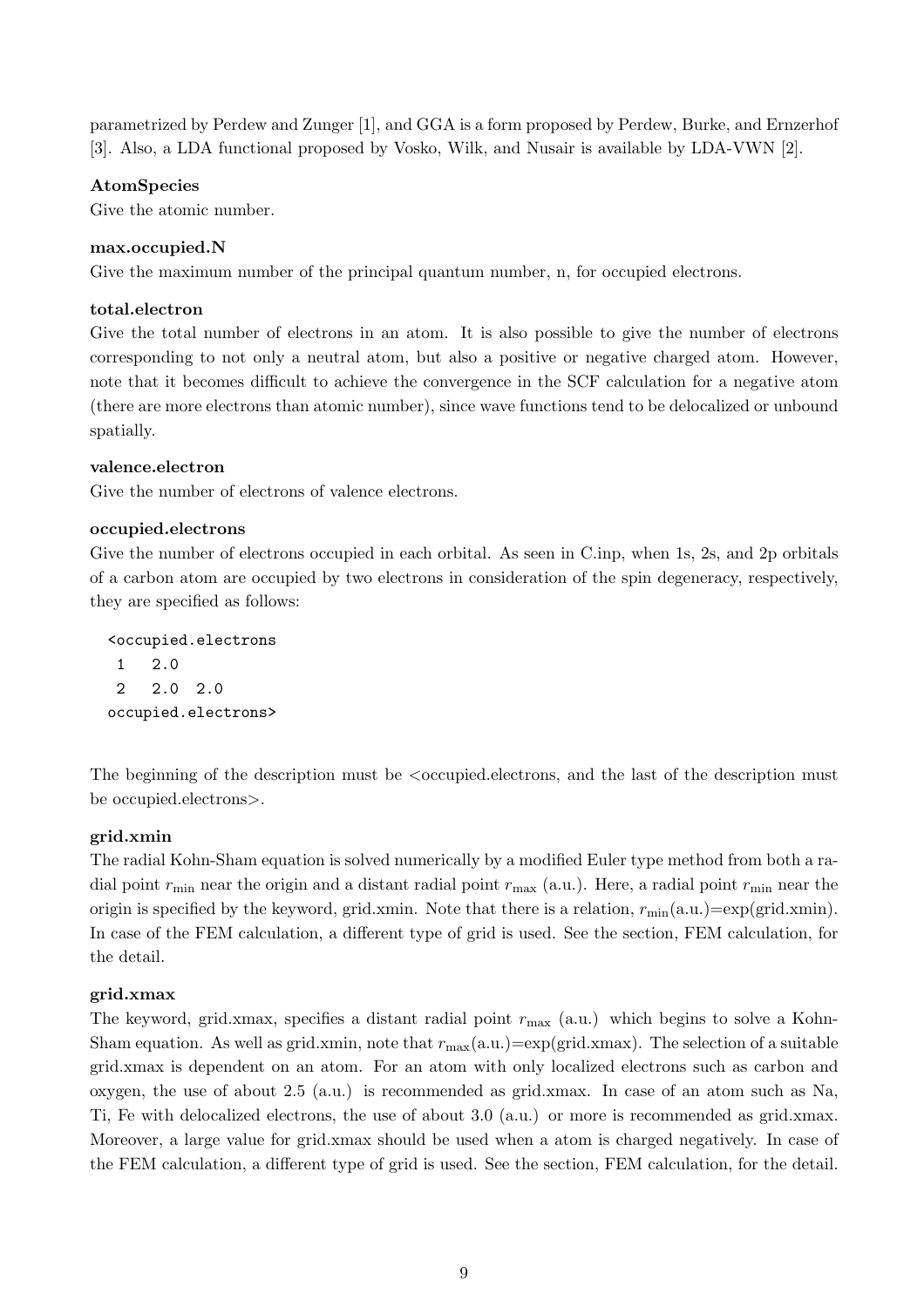parametrized by Perdew and Zunger [1], and GGA is a form proposed by Perdew, Burke, and Ernzerhof [3]. Also, a LDA functional proposed by Vosko, Wilk, and Nusair is available by LDA-VWN [2].

**AtomSpecies**

Give the atomic number.

**max.occupied.N**

Give the maximum number of the principal quantum number, n, for occupied electrons.

**total.electron**

Give the total number of electrons in an atom. It is also possible to give the number of electrons corresponding to not only a neutral atom, but also a positive or negative charged atom. However, note that it becomes difficult to achieve the convergence in the SCF calculation for a negative atom (there are more electrons than atomic number), since wave functions tend to be delocalized or unbound spatially.

**valence.electron**

Give the number of electrons of valence electrons.

**occupied.electrons**

Give the number of electrons occupied in each orbital. As seen in C.inp, when 1s, 2s, and 2p orbitals of a carbon atom are occupied by two electrons in consideration of the spin degeneracy, respectively, they are specified as follows:

```
<occupied.electrons
 1   2.0
 2   2.0  2.0
occupied.electrons>
```

The beginning of the description must be <occupied.electrons, and the last of the description must be occupied.electrons>.

**grid.xmin**

The radial Kohn-Sham equation is solved numerically by a modified Euler type method from both a radial point $r_{\min}$ near the origin and a distant radial point $r_{\max}$ (a.u.). Here, a radial point $r_{\min}$ near the origin is specified by the keyword, grid.xmin. Note that there is a relation, $r_{\min}$(a.u.)=exp(grid.xmin). In case of the FEM calculation, a different type of grid is used. See the section, FEM calculation, for the detail.

**grid.xmax**

The keyword, grid.xmax, specifies a distant radial point $r_{\max}$ (a.u.) which begins to solve a Kohn-Sham equation. As well as grid.xmin, note that $r_{\max}$(a.u.)=exp(grid.xmax). The selection of a suitable grid.xmax is dependent on an atom. For an atom with only localized electrons such as carbon and oxygen, the use of about 2.5 (a.u.) is recommended as grid.xmax. In case of an atom such as Na, Ti, Fe with delocalized electrons, the use of about 3.0 (a.u.) or more is recommended as grid.xmax. Moreover, a large value for grid.xmax should be used when a atom is charged negatively. In case of the FEM calculation, a different type of grid is used. See the section, FEM calculation, for the detail.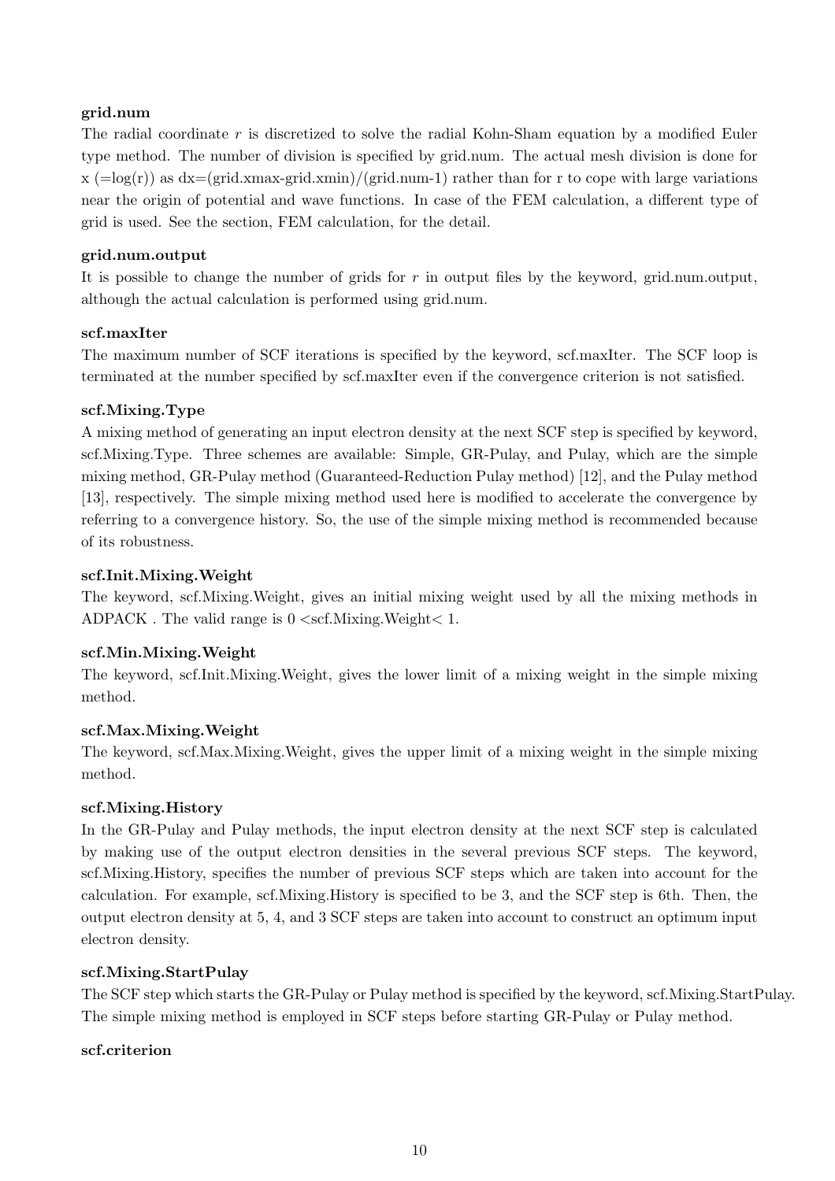**grid.num**

The radial coordinate $r$ is discretized to solve the radial Kohn-Sham equation by a modified Euler type method. The number of division is specified by grid.num. The actual mesh division is done for x (=log(r)) as dx=(grid.xmax-grid.xmin)/(grid.num-1) rather than for r to cope with large variations near the origin of potential and wave functions. In case of the FEM calculation, a different type of grid is used. See the section, FEM calculation, for the detail.

**grid.num.output**

It is possible to change the number of grids for $r$ in output files by the keyword, grid.num.output, although the actual calculation is performed using grid.num.

**scf.maxIter**

The maximum number of SCF iterations is specified by the keyword, scf.maxIter. The SCF loop is terminated at the number specified by scf.maxIter even if the convergence criterion is not satisfied.

**scf.Mixing.Type**

A mixing method of generating an input electron density at the next SCF step is specified by keyword, scf.Mixing.Type. Three schemes are available: Simple, GR-Pulay, and Pulay, which are the simple mixing method, GR-Pulay method (Guaranteed-Reduction Pulay method) [12], and the Pulay method [13], respectively. The simple mixing method used here is modified to accelerate the convergence by referring to a convergence history. So, the use of the simple mixing method is recommended because of its robustness.

**scf.Init.Mixing.Weight**

The keyword, scf.Mixing.Weight, gives an initial mixing weight used by all the mixing methods in ADPACK . The valid range is 0 <scf.Mixing.Weight< 1.

**scf.Min.Mixing.Weight**

The keyword, scf.Init.Mixing.Weight, gives the lower limit of a mixing weight in the simple mixing method.

**scf.Max.Mixing.Weight**

The keyword, scf.Max.Mixing.Weight, gives the upper limit of a mixing weight in the simple mixing method.

**scf.Mixing.History**

In the GR-Pulay and Pulay methods, the input electron density at the next SCF step is calculated by making use of the output electron densities in the several previous SCF steps. The keyword, scf.Mixing.History, specifies the number of previous SCF steps which are taken into account for the calculation. For example, scf.Mixing.History is specified to be 3, and the SCF step is 6th. Then, the output electron density at 5, 4, and 3 SCF steps are taken into account to construct an optimum input electron density.

**scf.Mixing.StartPulay**

The SCF step which starts the GR-Pulay or Pulay method is specified by the keyword, scf.Mixing.StartPulay. The simple mixing method is employed in SCF steps before starting GR-Pulay or Pulay method.

**scf.criterion**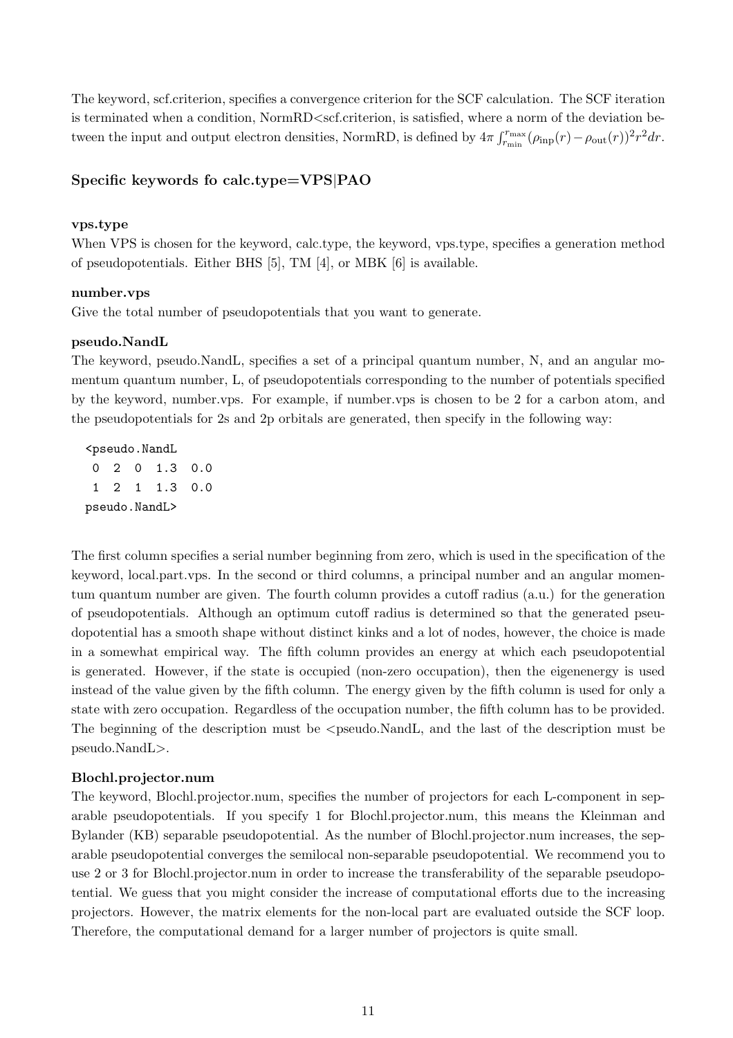The keyword, scf.criterion, specifies a convergence criterion for the SCF calculation. The SCF iteration is terminated when a condition, NormRD<scf.criterion, is satisfied, where a norm of the deviation between the input and output electron densities, NormRD, is defined by $4\pi \int_{r_{\rm min}}^{r_{\rm max}} (\rho_{\rm inp}(r) - \rho_{\rm out}(r))^2 r^2 dr$.

### Specific keywords fo calc.type=VPS|PAO

**vps.type**

When VPS is chosen for the keyword, calc.type, the keyword, vps.type, specifies a generation method of pseudopotentials. Either BHS [5], TM [4], or MBK [6] is available.

**number.vps**

Give the total number of pseudopotentials that you want to generate.

**pseudo.NandL**

The keyword, pseudo.NandL, specifies a set of a principal quantum number, N, and an angular momentum quantum number, L, of pseudopotentials corresponding to the number of potentials specified by the keyword, number.vps. For example, if number.vps is chosen to be 2 for a carbon atom, and the pseudopotentials for 2s and 2p orbitals are generated, then specify in the following way:

```
<pseudo.NandL
 0  2  0  1.3  0.0
 1  2  1  1.3  0.0
pseudo.NandL>
```

The first column specifies a serial number beginning from zero, which is used in the specification of the keyword, local.part.vps. In the second or third columns, a principal number and an angular momentum quantum number are given. The fourth column provides a cutoff radius (a.u.) for the generation of pseudopotentials. Although an optimum cutoff radius is determined so that the generated pseudopotential has a smooth shape without distinct kinks and a lot of nodes, however, the choice is made in a somewhat empirical way. The fifth column provides an energy at which each pseudopotential is generated. However, if the state is occupied (non-zero occupation), then the eigenenergy is used instead of the value given by the fifth column. The energy given by the fifth column is used for only a state with zero occupation. Regardless of the occupation number, the fifth column has to be provided. The beginning of the description must be <pseudo.NandL, and the last of the description must be pseudo.NandL>.

**Blochl.projector.num**

The keyword, Blochl.projector.num, specifies the number of projectors for each L-component in separable pseudopotentials. If you specify 1 for Blochl.projector.num, this means the Kleinman and Bylander (KB) separable pseudopotential. As the number of Blochl.projector.num increases, the separable pseudopotential converges the semilocal non-separable pseudopotential. We recommend you to use 2 or 3 for Blochl.projector.num in order to increase the transferability of the separable pseudopotential. We guess that you might consider the increase of computational efforts due to the increasing projectors. However, the matrix elements for the non-local part are evaluated outside the SCF loop. Therefore, the computational demand for a larger number of projectors is quite small.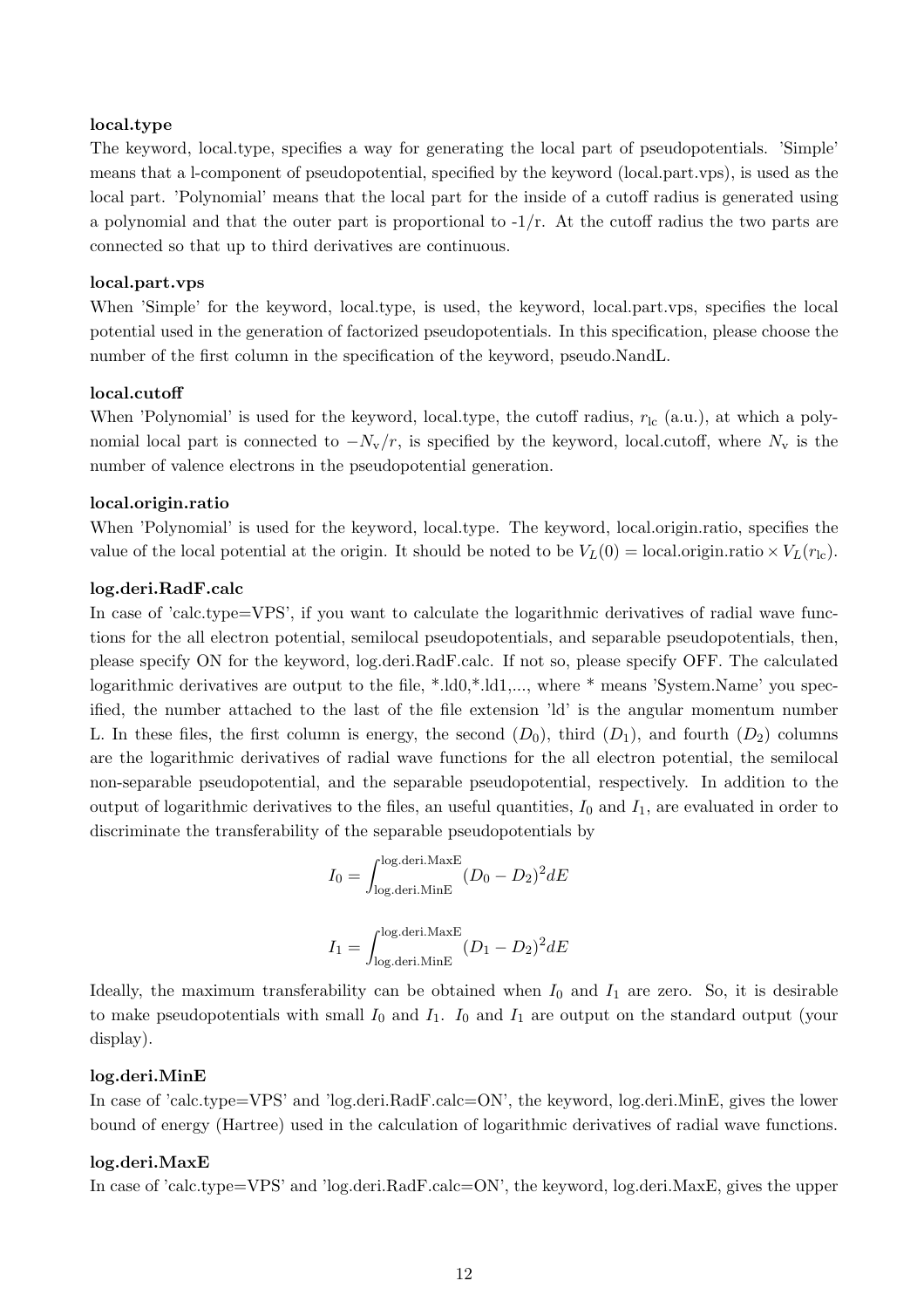**local.type**

The keyword, local.type, specifies a way for generating the local part of pseudopotentials. 'Simple' means that a l-component of pseudopotential, specified by the keyword (local.part.vps), is used as the local part. 'Polynomial' means that the local part for the inside of a cutoff radius is generated using a polynomial and that the outer part is proportional to -1/r. At the cutoff radius the two parts are connected so that up to third derivatives are continuous.

**local.part.vps**

When 'Simple' for the keyword, local.type, is used, the keyword, local.part.vps, specifies the local potential used in the generation of factorized pseudopotentials. In this specification, please choose the number of the first column in the specification of the keyword, pseudo.NandL.

**local.cutoff**

When 'Polynomial' is used for the keyword, local.type, the cutoff radius, $r_{\rm lc}$ (a.u.), at which a polynomial local part is connected to $-N_{\rm v}/r$, is specified by the keyword, local.cutoff, where $N_{\rm v}$ is the number of valence electrons in the pseudopotential generation.

**local.origin.ratio**

When 'Polynomial' is used for the keyword, local.type. The keyword, local.origin.ratio, specifies the value of the local potential at the origin. It should be noted to be $V_L(0) = \text{local.origin.ratio} \times V_L(r_{\rm lc})$.

**log.deri.RadF.calc**

In case of 'calc.type=VPS', if you want to calculate the logarithmic derivatives of radial wave functions for the all electron potential, semilocal pseudopotentials, and separable pseudopotentials, then, please specify ON for the keyword, log.deri.RadF.calc. If not so, please specify OFF. The calculated logarithmic derivatives are output to the file, *.ld0,*.ld1,..., where * means 'System.Name' you specified, the number attached to the last of the file extension 'ld' is the angular momentum number L. In these files, the first column is energy, the second ($D_0$), third ($D_1$), and fourth ($D_2$) columns are the logarithmic derivatives of radial wave functions for the all electron potential, the semilocal non-separable pseudopotential, and the separable pseudopotential, respectively. In addition to the output of logarithmic derivatives to the files, an useful quantities, $I_0$ and $I_1$, are evaluated in order to discriminate the transferability of the separable pseudopotentials by

$$I_0 = \int_{\rm log.deri.MinE}^{\rm log.deri.MaxE} (D_0 - D_2)^2 dE$$

$$I_1 = \int_{\rm log.deri.MinE}^{\rm log.deri.MaxE} (D_1 - D_2)^2 dE$$

Ideally, the maximum transferability can be obtained when $I_0$ and $I_1$ are zero. So, it is desirable to make pseudopotentials with small $I_0$ and $I_1$. $I_0$ and $I_1$ are output on the standard output (your display).

**log.deri.MinE**

In case of 'calc.type=VPS' and 'log.deri.RadF.calc=ON', the keyword, log.deri.MinE, gives the lower bound of energy (Hartree) used in the calculation of logarithmic derivatives of radial wave functions.

**log.deri.MaxE**

In case of 'calc.type=VPS' and 'log.deri.RadF.calc=ON', the keyword, log.deri.MaxE, gives the upper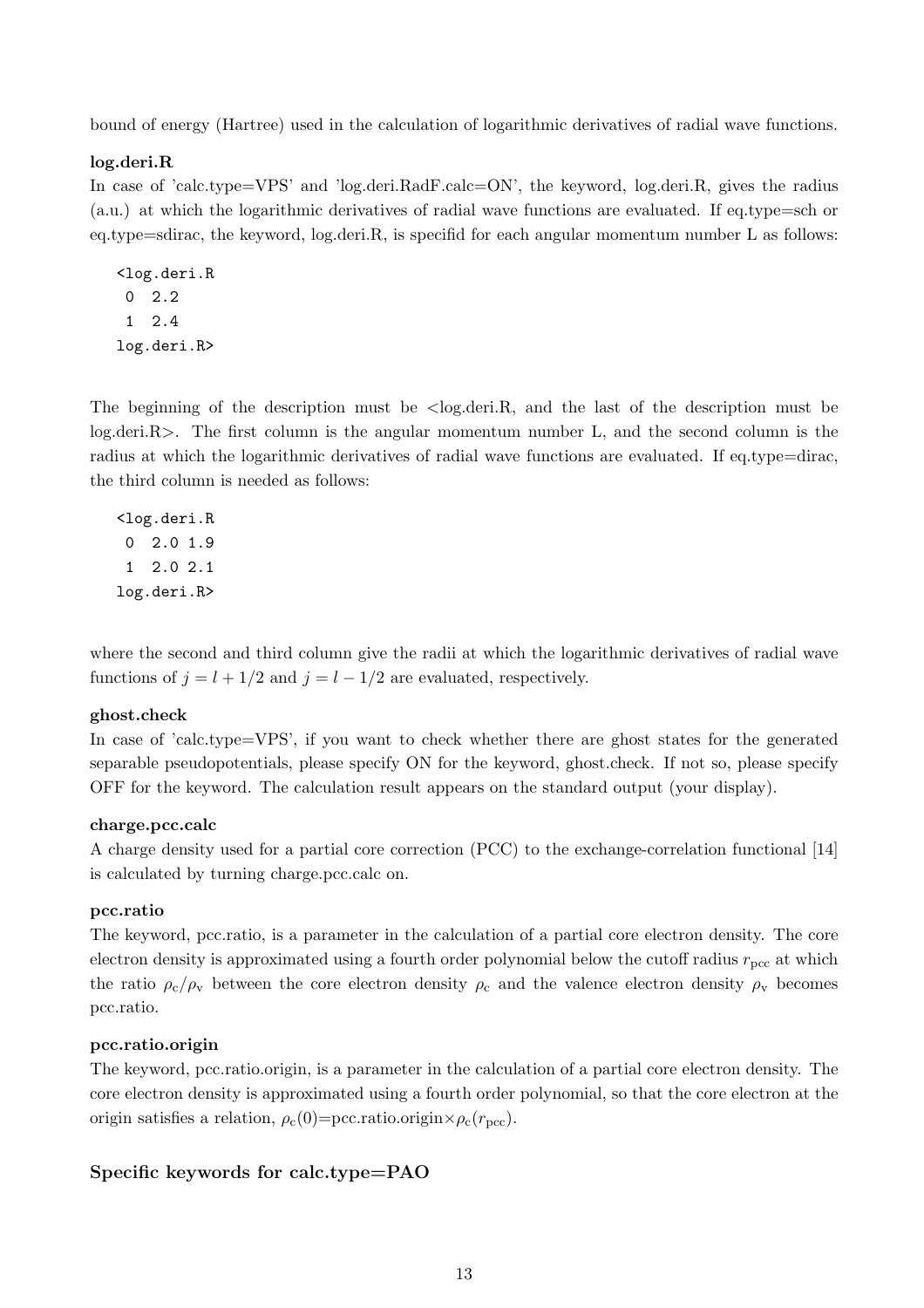bound of energy (Hartree) used in the calculation of logarithmic derivatives of radial wave functions.

**log.deri.R**

In case of 'calc.type=VPS' and 'log.deri.RadF.calc=ON', the keyword, log.deri.R, gives the radius (a.u.) at which the logarithmic derivatives of radial wave functions are evaluated. If eq.type=sch or eq.type=sdirac, the keyword, log.deri.R, is specifid for each angular momentum number L as follows:

```
<log.deri.R
 0  2.2
 1  2.4
log.deri.R>
```

The beginning of the description must be <log.deri.R, and the last of the description must be log.deri.R>. The first column is the angular momentum number L, and the second column is the radius at which the logarithmic derivatives of radial wave functions are evaluated. If eq.type=dirac, the third column is needed as follows:

```
<log.deri.R
 0  2.0 1.9
 1  2.0 2.1
log.deri.R>
```

where the second and third column give the radii at which the logarithmic derivatives of radial wave functions of $j = l + 1/2$ and $j = l - 1/2$ are evaluated, respectively.

**ghost.check**

In case of 'calc.type=VPS', if you want to check whether there are ghost states for the generated separable pseudopotentials, please specify ON for the keyword, ghost.check. If not so, please specify OFF for the keyword. The calculation result appears on the standard output (your display).

**charge.pcc.calc**

A charge density used for a partial core correction (PCC) to the exchange-correlation functional [14] is calculated by turning charge.pcc.calc on.

**pcc.ratio**

The keyword, pcc.ratio, is a parameter in the calculation of a partial core electron density. The core electron density is approximated using a fourth order polynomial below the cutoff radius $r_{\rm pcc}$ at which the ratio $\rho_{\rm c}/\rho_{\rm v}$ between the core electron density $\rho_{\rm c}$ and the valence electron density $\rho_{\rm v}$ becomes pcc.ratio.

**pcc.ratio.origin**

The keyword, pcc.ratio.origin, is a parameter in the calculation of a partial core electron density. The core electron density is approximated using a fourth order polynomial, so that the core electron at the origin satisfies a relation, $\rho_{\rm c}(0)$=pcc.ratio.origin$\times\rho_{\rm c}(r_{\rm pcc})$.

### Specific keywords for calc.type=PAO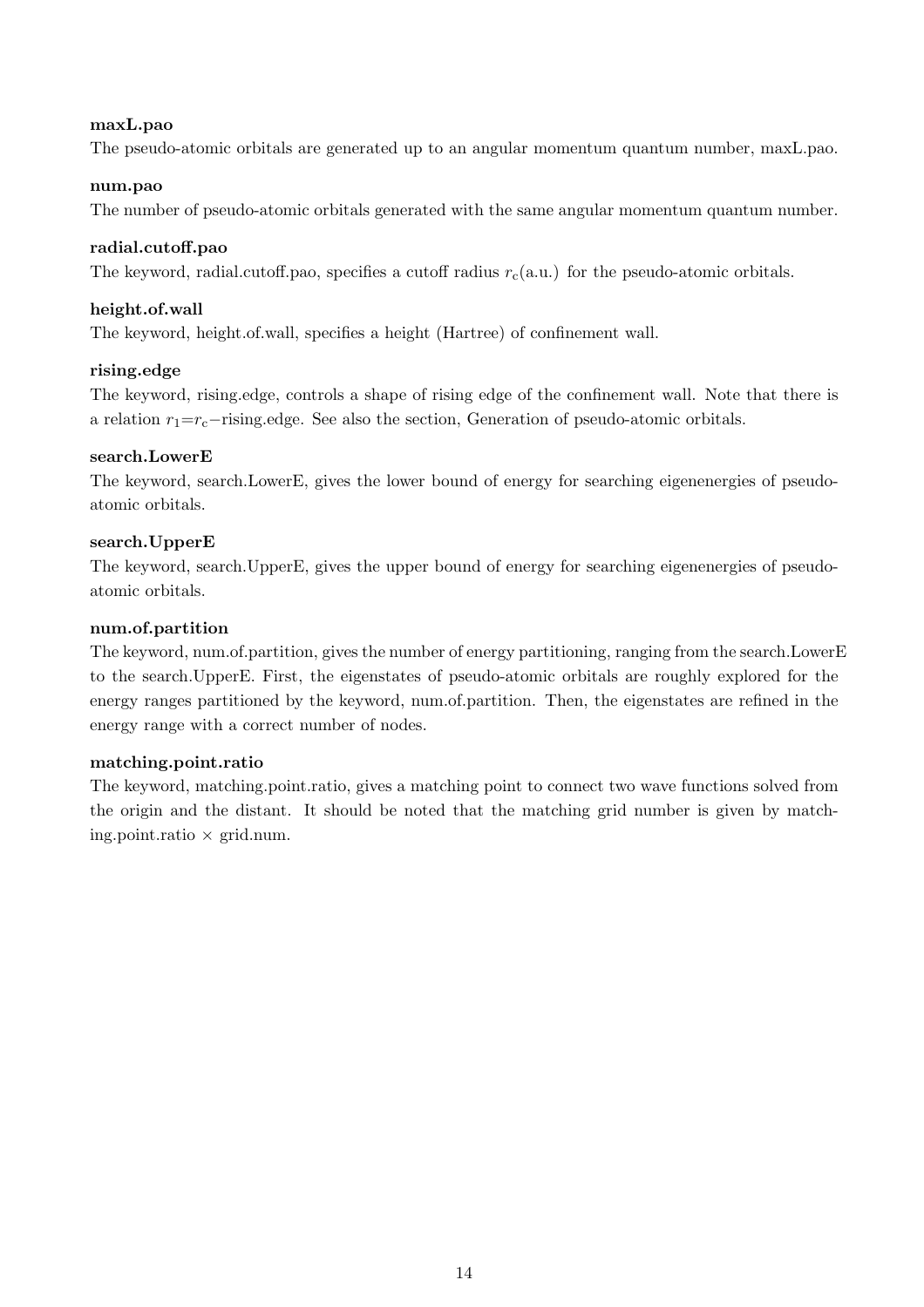**maxL.pao**

The pseudo-atomic orbitals are generated up to an angular momentum quantum number, maxL.pao.

**num.pao**

The number of pseudo-atomic orbitals generated with the same angular momentum quantum number.

**radial.cutoff.pao**

The keyword, radial.cutoff.pao, specifies a cutoff radius $r_c$(a.u.) for the pseudo-atomic orbitals.

**height.of.wall**

The keyword, height.of.wall, specifies a height (Hartree) of confinement wall.

**rising.edge**

The keyword, rising.edge, controls a shape of rising edge of the confinement wall. Note that there is a relation $r_1$=$r_c$−rising.edge. See also the section, Generation of pseudo-atomic orbitals.

**search.LowerE**

The keyword, search.LowerE, gives the lower bound of energy for searching eigenenergies of pseudo-atomic orbitals.

**search.UpperE**

The keyword, search.UpperE, gives the upper bound of energy for searching eigenenergies of pseudo-atomic orbitals.

**num.of.partition**

The keyword, num.of.partition, gives the number of energy partitioning, ranging from the search.LowerE to the search.UpperE. First, the eigenstates of pseudo-atomic orbitals are roughly explored for the energy ranges partitioned by the keyword, num.of.partition. Then, the eigenstates are refined in the energy range with a correct number of nodes.

**matching.point.ratio**

The keyword, matching.point.ratio, gives a matching point to connect two wave functions solved from the origin and the distant. It should be noted that the matching grid number is given by matching.point.ratio × grid.num.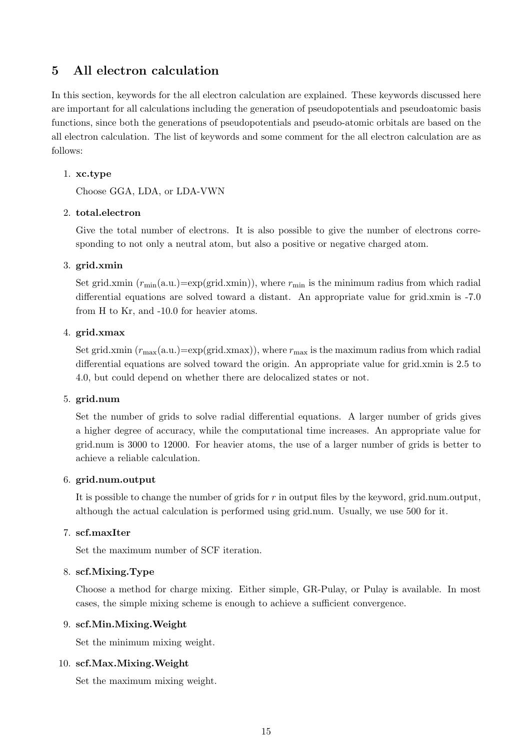## 5 All electron calculation

In this section, keywords for the all electron calculation are explained. These keywords discussed here are important for all calculations including the generation of pseudopotentials and pseudoatomic basis functions, since both the generations of pseudopotentials and pseudo-atomic orbitals are based on the all electron calculation. The list of keywords and some comment for the all electron calculation are as follows:

1. **xc.type**

   Choose GGA, LDA, or LDA-VWN

2. **total.electron**

   Give the total number of electrons. It is also possible to give the number of electrons corresponding to not only a neutral atom, but also a positive or negative charged atom.

3. **grid.xmin**

   Set grid.xmin ($r_{\rm min}$(a.u.)=exp(grid.xmin)), where $r_{\rm min}$ is the minimum radius from which radial differential equations are solved toward a distant. An appropriate value for grid.xmin is -7.0 from H to Kr, and -10.0 for heavier atoms.

4. **grid.xmax**

   Set grid.xmin ($r_{\rm max}$(a.u.)=exp(grid.xmax)), where $r_{\rm max}$ is the maximum radius from which radial differential equations are solved toward the origin. An appropriate value for grid.xmin is 2.5 to 4.0, but could depend on whether there are delocalized states or not.

5. **grid.num**

   Set the number of grids to solve radial differential equations. A larger number of grids gives a higher degree of accuracy, while the computational time increases. An appropriate value for grid.num is 3000 to 12000. For heavier atoms, the use of a larger number of grids is better to achieve a reliable calculation.

6. **grid.num.output**

   It is possible to change the number of grids for $r$ in output files by the keyword, grid.num.output, although the actual calculation is performed using grid.num. Usually, we use 500 for it.

7. **scf.maxIter**

   Set the maximum number of SCF iteration.

8. **scf.Mixing.Type**

   Choose a method for charge mixing. Either simple, GR-Pulay, or Pulay is available. In most cases, the simple mixing scheme is enough to achieve a sufficient convergence.

9. **scf.Min.Mixing.Weight**

   Set the minimum mixing weight.

10. **scf.Max.Mixing.Weight**

    Set the maximum mixing weight.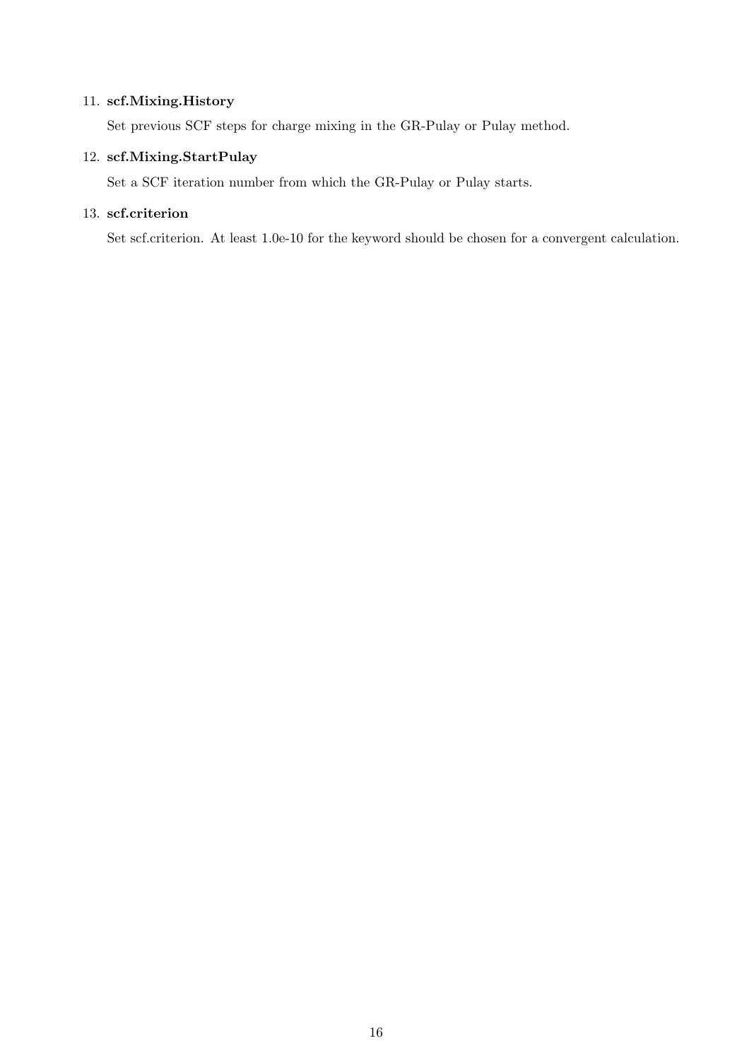11. **scf.Mixing.History**

    Set previous SCF steps for charge mixing in the GR-Pulay or Pulay method.

12. **scf.Mixing.StartPulay**

    Set a SCF iteration number from which the GR-Pulay or Pulay starts.

13. **scf.criterion**

    Set scf.criterion. At least 1.0e-10 for the keyword should be chosen for a convergent calculation.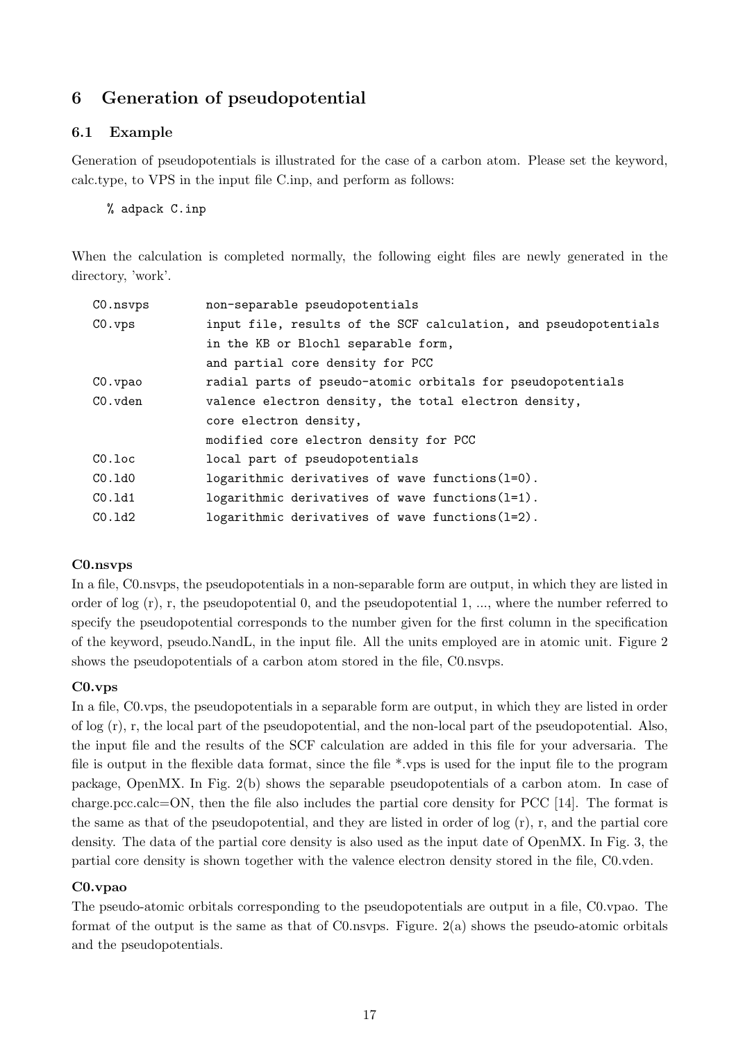# 6 Generation of pseudopotential

## 6.1 Example

Generation of pseudopotentials is illustrated for the case of a carbon atom. Please set the keyword, calc.type, to VPS in the input file C.inp, and perform as follows:

```
% adpack C.inp
```

When the calculation is completed normally, the following eight files are newly generated in the directory, 'work'.

```
C0.nsvps        non-separable pseudopotentials
C0.vps          input file, results of the SCF calculation, and pseudopotentials
                in the KB or Blochl separable form,
                and partial core density for PCC
C0.vpao         radial parts of pseudo-atomic orbitals for pseudopotentials
C0.vden         valence electron density, the total electron density,
                core electron density,
                modified core electron density for PCC
C0.loc          local part of pseudopotentials
C0.ld0          logarithmic derivatives of wave functions(l=0).
C0.ld1          logarithmic derivatives of wave functions(l=1).
C0.ld2          logarithmic derivatives of wave functions(l=2).
```

**C0.nsvps**

In a file, C0.nsvps, the pseudopotentials in a non-separable form are output, in which they are listed in order of log (r), r, the pseudopotential 0, and the pseudopotential 1, ..., where the number referred to specify the pseudopotential corresponds to the number given for the first column in the specification of the keyword, pseudo.NandL, in the input file. All the units employed are in atomic unit. Figure 2 shows the pseudopotentials of a carbon atom stored in the file, C0.nsvps.

**C0.vps**

In a file, C0.vps, the pseudopotentials in a separable form are output, in which they are listed in order of log (r), r, the local part of the pseudopotential, and the non-local part of the pseudopotential. Also, the input file and the results of the SCF calculation are added in this file for your adversaria. The file is output in the flexible data format, since the file *.vps is used for the input file to the program package, OpenMX. In Fig. 2(b) shows the separable pseudopotentials of a carbon atom. In case of charge.pcc.calc=ON, then the file also includes the partial core density for PCC [14]. The format is the same as that of the pseudopotential, and they are listed in order of log (r), r, and the partial core density. The data of the partial core density is also used as the input date of OpenMX. In Fig. 3, the partial core density is shown together with the valence electron density stored in the file, C0.vden.

**C0.vpao**

The pseudo-atomic orbitals corresponding to the pseudopotentials are output in a file, C0.vpao. The format of the output is the same as that of C0.nsvps. Figure. 2(a) shows the pseudo-atomic orbitals and the pseudopotentials.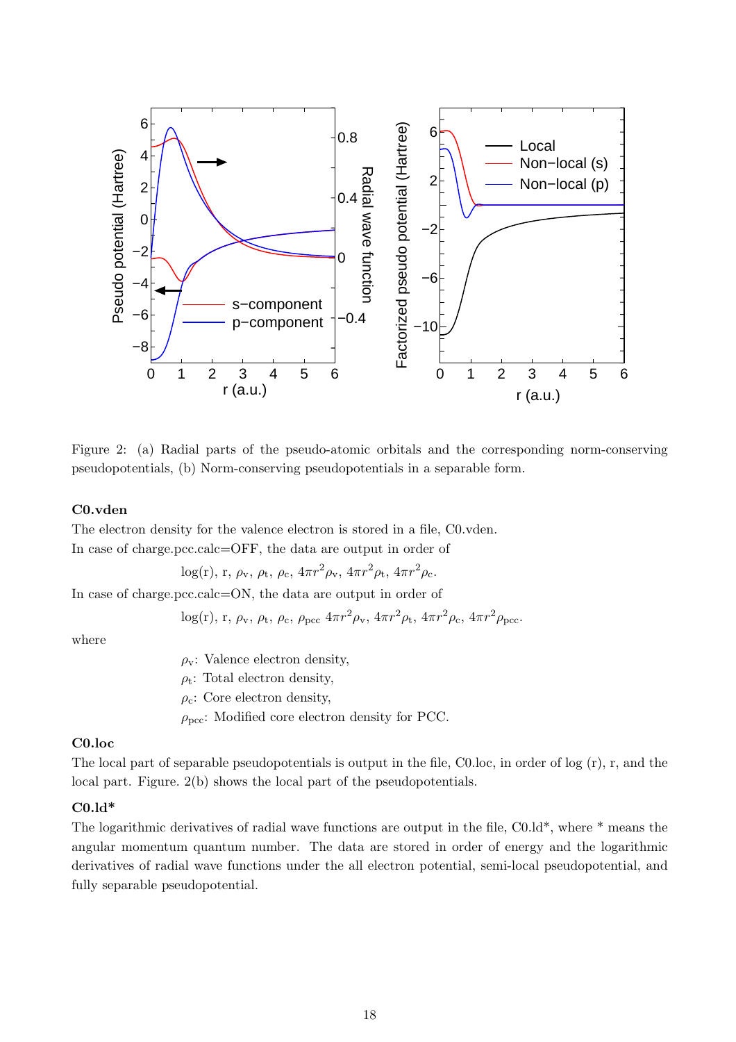Figure 2: (a) Radial parts of the pseudo-atomic orbitals and the corresponding norm-conserving pseudopotentials, (b) Norm-conserving pseudopotentials in a separable form.

**C0.vden**

The electron density for the valence electron is stored in a file, C0.vden.
In case of charge.pcc.calc=OFF, the data are output in order of

$$\log(\mathrm{r}),\ \mathrm{r},\ \rho_{\mathrm{v}},\ \rho_{\mathrm{t}},\ \rho_{\mathrm{c}},\ 4\pi r^2\rho_{\mathrm{v}},\ 4\pi r^2\rho_{\mathrm{t}},\ 4\pi r^2\rho_{\mathrm{c}}.$$

In case of charge.pcc.calc=ON, the data are output in order of

$$\log(\mathrm{r}),\ \mathrm{r},\ \rho_{\mathrm{v}},\ \rho_{\mathrm{t}},\ \rho_{\mathrm{c}},\ \rho_{\mathrm{pcc}}\ 4\pi r^2\rho_{\mathrm{v}},\ 4\pi r^2\rho_{\mathrm{t}},\ 4\pi r^2\rho_{\mathrm{c}},\ 4\pi r^2\rho_{\mathrm{pcc}}.$$

where

$\rho_{\mathrm{v}}$: Valence electron density,
$\rho_{\mathrm{t}}$: Total electron density,
$\rho_{\mathrm{c}}$: Core electron density,
$\rho_{\mathrm{pcc}}$: Modified core electron density for PCC.

**C0.loc**

The local part of separable pseudopotentials is output in the file, C0.loc, in order of log (r), r, and the local part. Figure. 2(b) shows the local part of the pseudopotentials.

**C0.ld***

The logarithmic derivatives of radial wave functions are output in the file, C0.ld*, where * means the angular momentum quantum number. The data are stored in order of energy and the logarithmic derivatives of radial wave functions under the all electron potential, semi-local pseudopotential, and fully separable pseudopotential.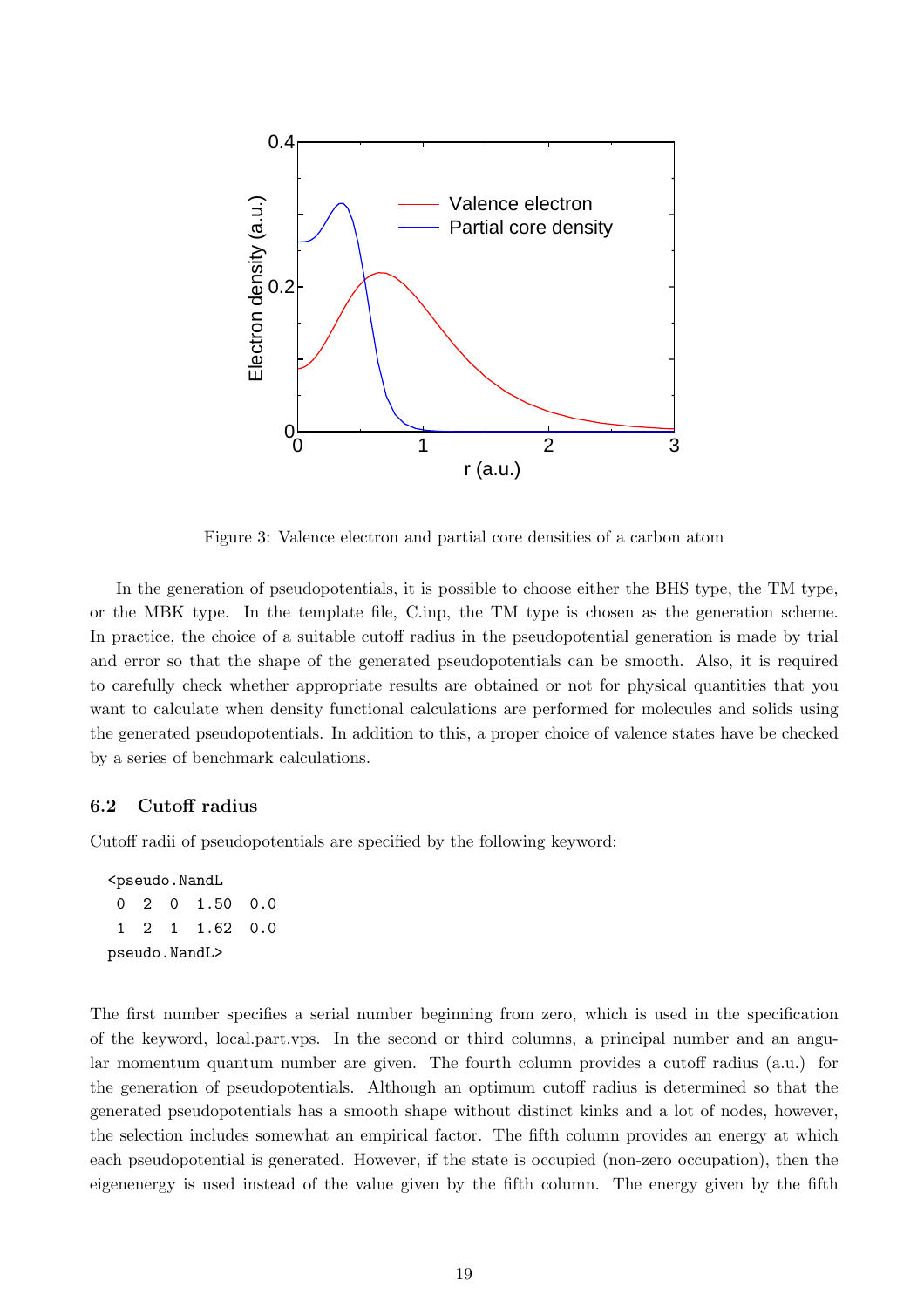Figure 3: Valence electron and partial core densities of a carbon atom

In the generation of pseudopotentials, it is possible to choose either the BHS type, the TM type, or the MBK type. In the template file, C.inp, the TM type is chosen as the generation scheme. In practice, the choice of a suitable cutoff radius in the pseudopotential generation is made by trial and error so that the shape of the generated pseudopotentials can be smooth. Also, it is required to carefully check whether appropriate results are obtained or not for physical quantities that you want to calculate when density functional calculations are performed for molecules and solids using the generated pseudopotentials. In addition to this, a proper choice of valence states have be checked by a series of benchmark calculations.

### 6.2 Cutoff radius

Cutoff radii of pseudopotentials are specified by the following keyword:

```
<pseudo.NandL
 0  2  0  1.50  0.0
 1  2  1  1.62  0.0
pseudo.NandL>
```

The first number specifies a serial number beginning from zero, which is used in the specification of the keyword, local.part.vps. In the second or third columns, a principal number and an angular momentum quantum number are given. The fourth column provides a cutoff radius (a.u.) for the generation of pseudopotentials. Although an optimum cutoff radius is determined so that the generated pseudopotentials has a smooth shape without distinct kinks and a lot of nodes, however, the selection includes somewhat an empirical factor. The fifth column provides an energy at which each pseudopotential is generated. However, if the state is occupied (non-zero occupation), then the eigenenergy is used instead of the value given by the fifth column. The energy given by the fifth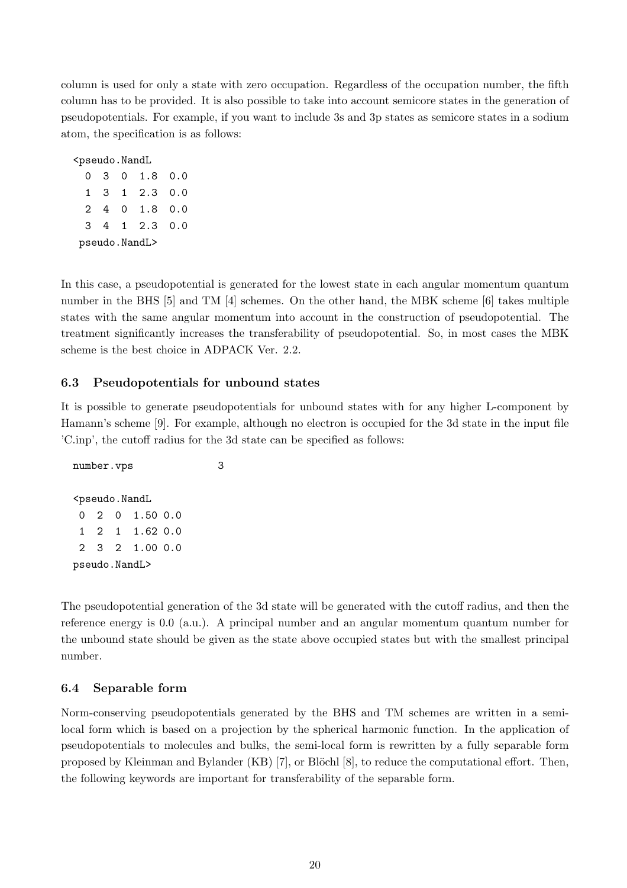column is used for only a state with zero occupation. Regardless of the occupation number, the fifth column has to be provided. It is also possible to take into account semicore states in the generation of pseudopotentials. For example, if you want to include 3s and 3p states as semicore states in a sodium atom, the specification is as follows:

```
<pseudo.NandL
  0  3  0  1.8  0.0
  1  3  1  2.3  0.0
  2  4  0  1.8  0.0
  3  4  1  2.3  0.0
 pseudo.NandL>
```

In this case, a pseudopotential is generated for the lowest state in each angular momentum quantum number in the BHS [5] and TM [4] schemes. On the other hand, the MBK scheme [6] takes multiple states with the same angular momentum into account in the construction of pseudopotential. The treatment significantly increases the transferability of pseudopotential. So, in most cases the MBK scheme is the best choice in ADPACK Ver. 2.2.

### 6.3 Pseudopotentials for unbound states

It is possible to generate pseudopotentials for unbound states with for any higher L-component by Hamann's scheme [9]. For example, although no electron is occupied for the 3d state in the input file 'C.inp', the cutoff radius for the 3d state can be specified as follows:

```
number.vps              3

<pseudo.NandL
 0  2  0  1.50 0.0
 1  2  1  1.62 0.0
 2  3  2  1.00 0.0
pseudo.NandL>
```

The pseudopotential generation of the 3d state will be generated with the cutoff radius, and then the reference energy is 0.0 (a.u.). A principal number and an angular momentum quantum number for the unbound state should be given as the state above occupied states but with the smallest principal number.

### 6.4 Separable form

Norm-conserving pseudopotentials generated by the BHS and TM schemes are written in a semi-local form which is based on a projection by the spherical harmonic function. In the application of pseudopotentials to molecules and bulks, the semi-local form is rewritten by a fully separable form proposed by Kleinman and Bylander (KB) [7], or Blöchl [8], to reduce the computational effort. Then, the following keywords are important for transferability of the separable form.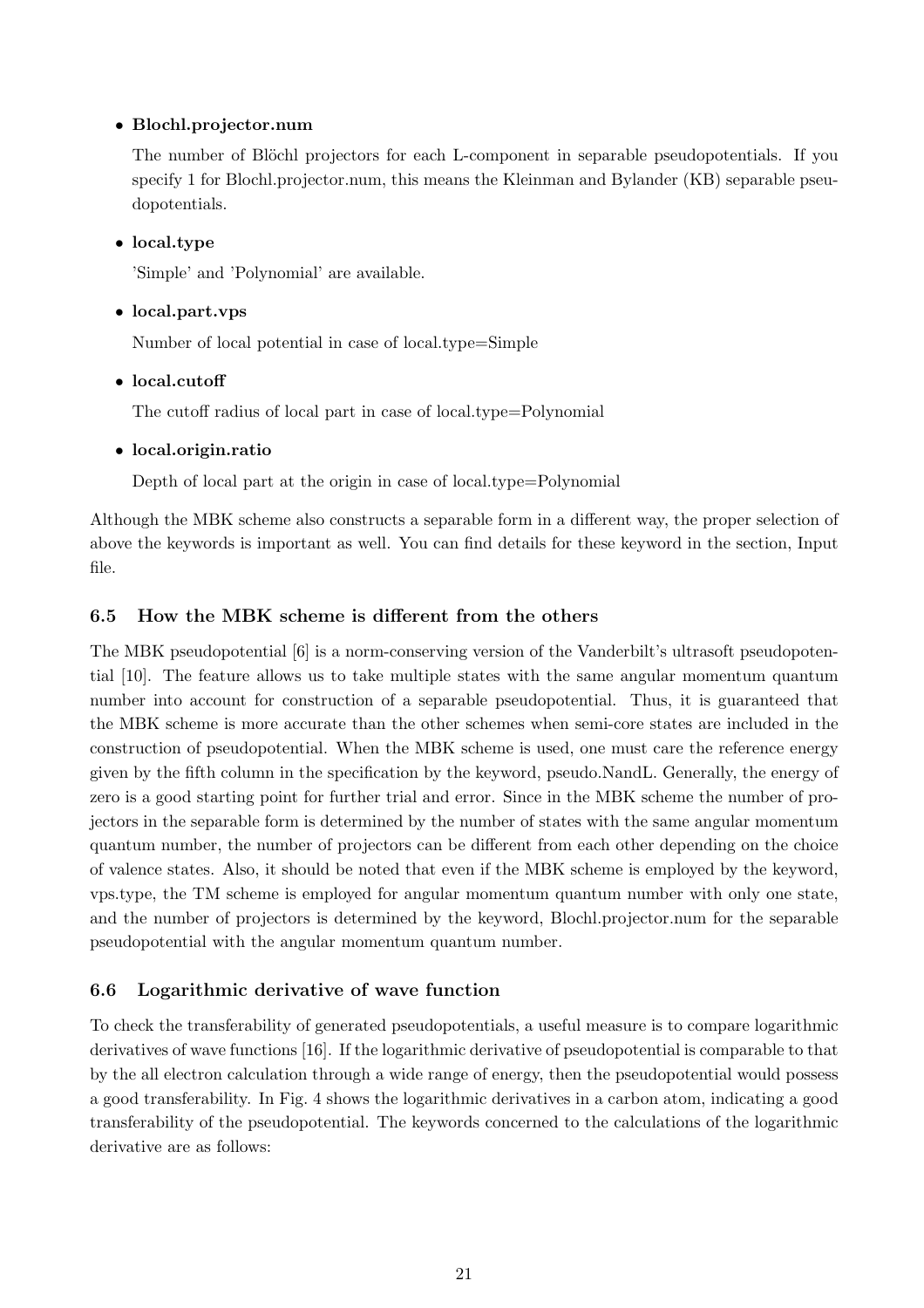- **Blochl.projector.num**

  The number of Blöchl projectors for each L-component in separable pseudopotentials. If you specify 1 for Blochl.projector.num, this means the Kleinman and Bylander (KB) separable pseudopotentials.

- **local.type**

  'Simple' and 'Polynomial' are available.

- **local.part.vps**

  Number of local potential in case of local.type=Simple

- **local.cutoff**

  The cutoff radius of local part in case of local.type=Polynomial

- **local.origin.ratio**

  Depth of local part at the origin in case of local.type=Polynomial

Although the MBK scheme also constructs a separable form in a different way, the proper selection of above the keywords is important as well. You can find details for these keyword in the section, Input file.

### 6.5 How the MBK scheme is different from the others

The MBK pseudopotential [6] is a norm-conserving version of the Vanderbilt's ultrasoft pseudopotential [10]. The feature allows us to take multiple states with the same angular momentum quantum number into account for construction of a separable pseudopotential. Thus, it is guaranteed that the MBK scheme is more accurate than the other schemes when semi-core states are included in the construction of pseudopotential. When the MBK scheme is used, one must care the reference energy given by the fifth column in the specification by the keyword, pseudo.NandL. Generally, the energy of zero is a good starting point for further trial and error. Since in the MBK scheme the number of projectors in the separable form is determined by the number of states with the same angular momentum quantum number, the number of projectors can be different from each other depending on the choice of valence states. Also, it should be noted that even if the MBK scheme is employed by the keyword, vps.type, the TM scheme is employed for angular momentum quantum number with only one state, and the number of projectors is determined by the keyword, Blochl.projector.num for the separable pseudopotential with the angular momentum quantum number.

### 6.6 Logarithmic derivative of wave function

To check the transferability of generated pseudopotentials, a useful measure is to compare logarithmic derivatives of wave functions [16]. If the logarithmic derivative of pseudopotential is comparable to that by the all electron calculation through a wide range of energy, then the pseudopotential would possess a good transferability. In Fig. 4 shows the logarithmic derivatives in a carbon atom, indicating a good transferability of the pseudopotential. The keywords concerned to the calculations of the logarithmic derivative are as follows: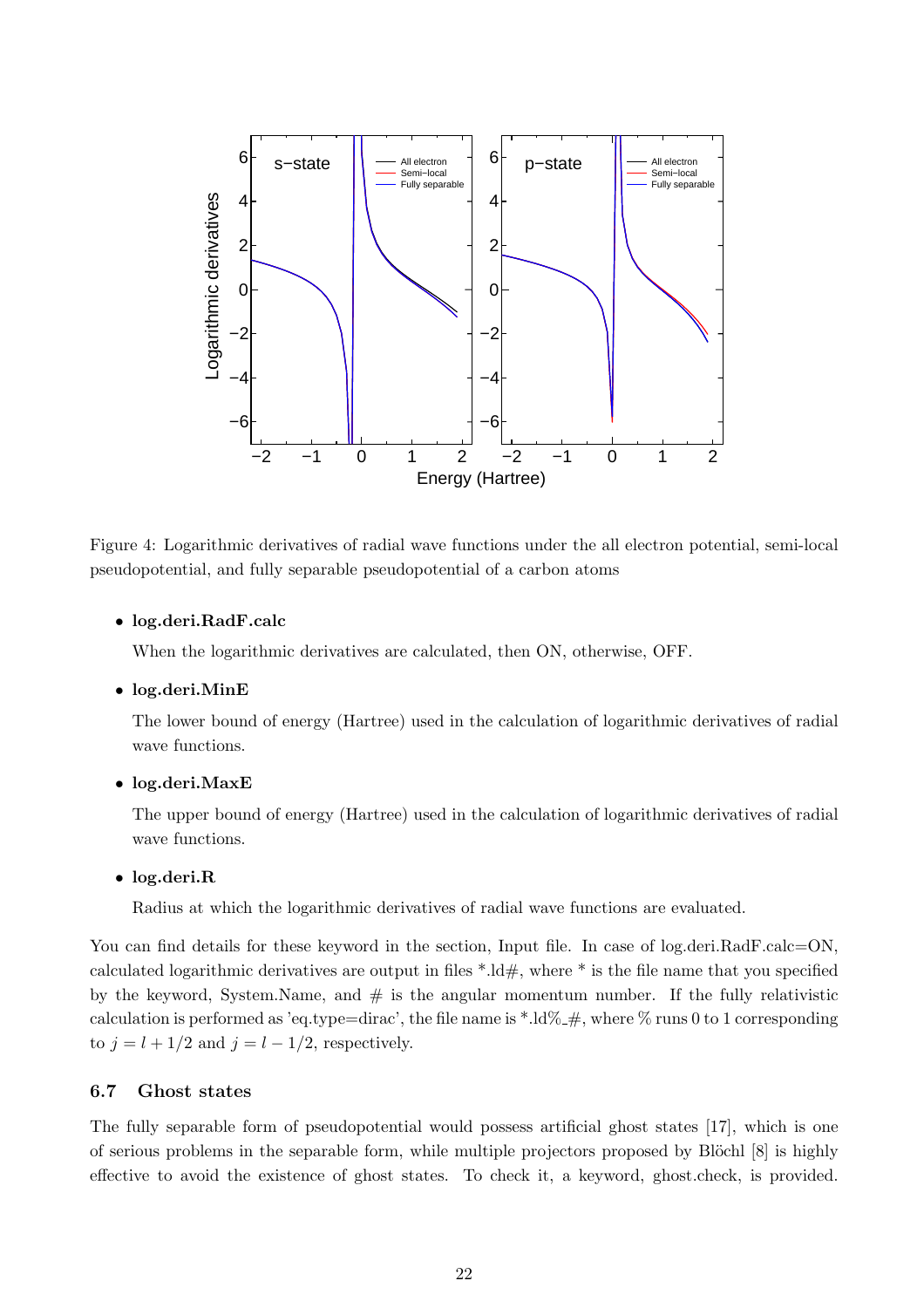Figure 4: Logarithmic derivatives of radial wave functions under the all electron potential, semi-local pseudopotential, and fully separable pseudopotential of a carbon atoms

- **log.deri.RadF.calc**

  When the logarithmic derivatives are calculated, then ON, otherwise, OFF.

- **log.deri.MinE**

  The lower bound of energy (Hartree) used in the calculation of logarithmic derivatives of radial wave functions.

- **log.deri.MaxE**

  The upper bound of energy (Hartree) used in the calculation of logarithmic derivatives of radial wave functions.

- **log.deri.R**

  Radius at which the logarithmic derivatives of radial wave functions are evaluated.

You can find details for these keyword in the section, Input file. In case of log.deri.RadF.calc=ON, calculated logarithmic derivatives are output in files *.ld#, where * is the file name that you specified by the keyword, System.Name, and # is the angular momentum number. If the fully relativistic calculation is performed as 'eq.type=dirac', the file name is *.ld%_#, where % runs 0 to 1 corresponding to $j = l + 1/2$ and $j = l - 1/2$, respectively.

### 6.7 Ghost states

The fully separable form of pseudopotential would possess artificial ghost states [17], which is one of serious problems in the separable form, while multiple projectors proposed by Blöchl [8] is highly effective to avoid the existence of ghost states. To check it, a keyword, ghost.check, is provided.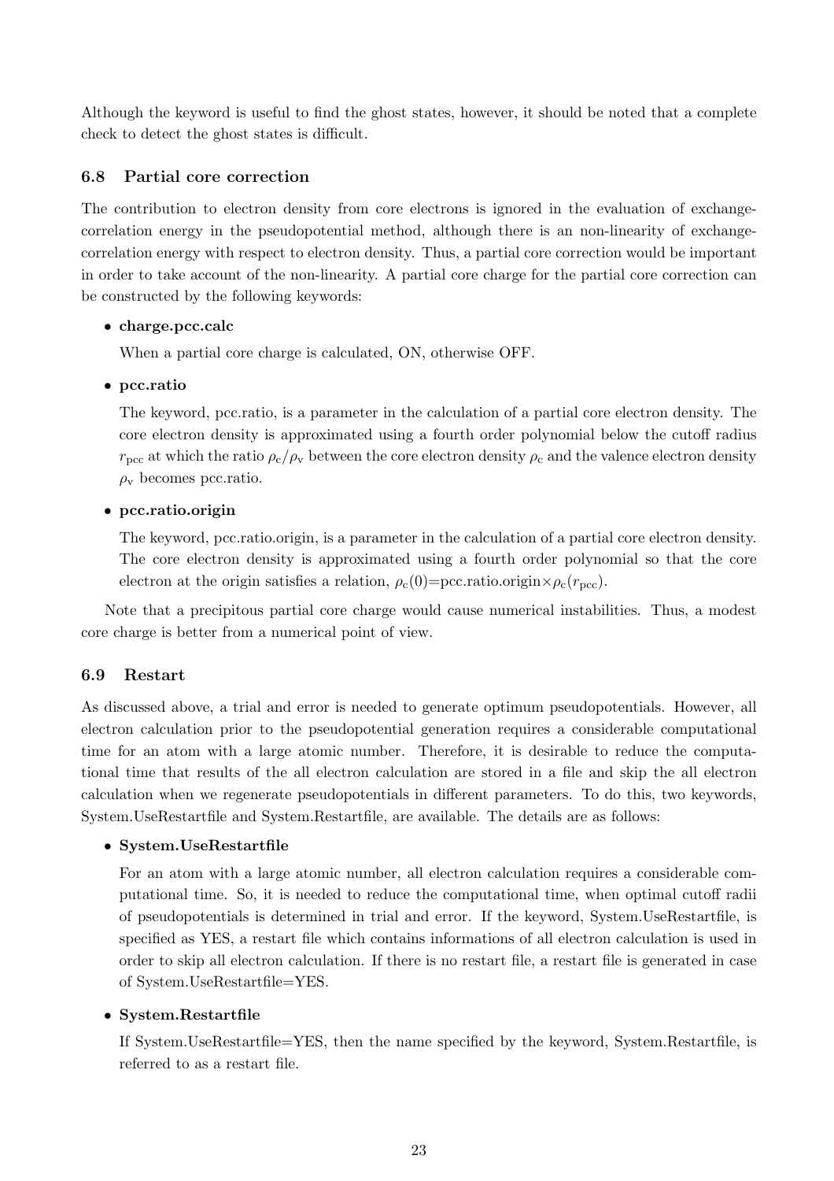Although the keyword is useful to find the ghost states, however, it should be noted that a complete check to detect the ghost states is difficult.

### 6.8 Partial core correction

The contribution to electron density from core electrons is ignored in the evaluation of exchange-correlation energy in the pseudopotential method, although there is an non-linearity of exchange-correlation energy with respect to electron density. Thus, a partial core correction would be important in order to take account of the non-linearity. A partial core charge for the partial core correction can be constructed by the following keywords:

- **charge.pcc.calc**

  When a partial core charge is calculated, ON, otherwise OFF.

- **pcc.ratio**

  The keyword, pcc.ratio, is a parameter in the calculation of a partial core electron density. The core electron density is approximated using a fourth order polynomial below the cutoff radius $r_{\rm pcc}$ at which the ratio $\rho_{\rm c}/\rho_{\rm v}$ between the core electron density $\rho_{\rm c}$ and the valence electron density $\rho_{\rm v}$ becomes pcc.ratio.

- **pcc.ratio.origin**

  The keyword, pcc.ratio.origin, is a parameter in the calculation of a partial core electron density. The core electron density is approximated using a fourth order polynomial so that the core electron at the origin satisfies a relation, $\rho_{\rm c}(0)$=pcc.ratio.origin$\times\rho_{\rm c}(r_{\rm pcc})$.

Note that a precipitous partial core charge would cause numerical instabilities. Thus, a modest core charge is better from a numerical point of view.

### 6.9 Restart

As discussed above, a trial and error is needed to generate optimum pseudopotentials. However, all electron calculation prior to the pseudopotential generation requires a considerable computational time for an atom with a large atomic number. Therefore, it is desirable to reduce the computational time that results of the all electron calculation are stored in a file and skip the all electron calculation when we regenerate pseudopotentials in different parameters. To do this, two keywords, System.UseRestartfile and System.Restartfile, are available. The details are as follows:

- **System.UseRestartfile**

  For an atom with a large atomic number, all electron calculation requires a considerable computational time. So, it is needed to reduce the computational time, when optimal cutoff radii of pseudopotentials is determined in trial and error. If the keyword, System.UseRestartfile, is specified as YES, a restart file which contains informations of all electron calculation is used in order to skip all electron calculation. If there is no restart file, a restart file is generated in case of System.UseRestartfile=YES.

- **System.Restartfile**

  If System.UseRestartfile=YES, then the name specified by the keyword, System.Restartfile, is referred to as a restart file.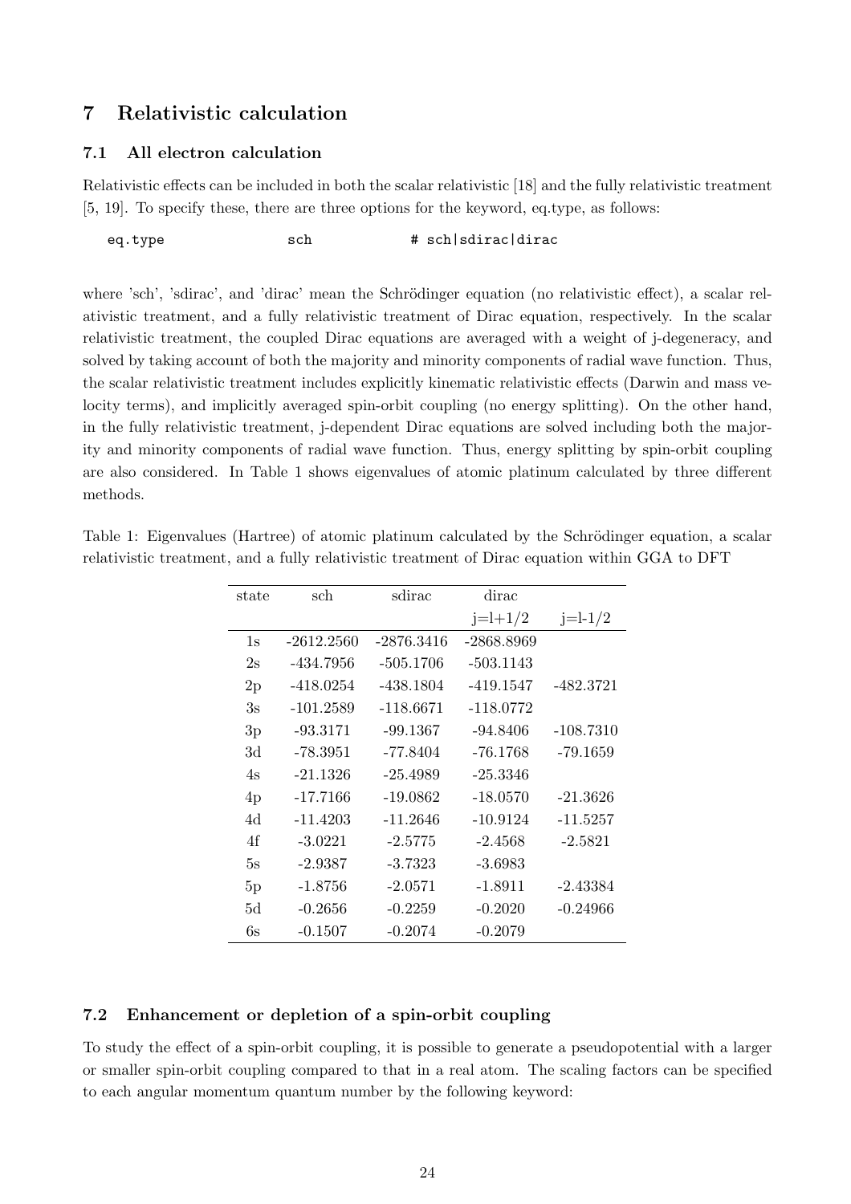# 7 Relativistic calculation

## 7.1 All electron calculation

Relativistic effects can be included in both the scalar relativistic [18] and the fully relativistic treatment [5, 19]. To specify these, there are three options for the keyword, eq.type, as follows:

```
eq.type              sch            # sch|sdirac|dirac
```

where 'sch', 'sdirac', and 'dirac' mean the Schrödinger equation (no relativistic effect), a scalar relativistic treatment, and a fully relativistic treatment of Dirac equation, respectively. In the scalar relativistic treatment, the coupled Dirac equations are averaged with a weight of j-degeneracy, and solved by taking account of both the majority and minority components of radial wave function. Thus, the scalar relativistic treatment includes explicitly kinematic relativistic effects (Darwin and mass velocity terms), and implicitly averaged spin-orbit coupling (no energy splitting). On the other hand, in the fully relativistic treatment, j-dependent Dirac equations are solved including both the majority and minority components of radial wave function. Thus, energy splitting by spin-orbit coupling are also considered. In Table 1 shows eigenvalues of atomic platinum calculated by three different methods.

Table 1: Eigenvalues (Hartree) of atomic platinum calculated by the Schrödinger equation, a scalar relativistic treatment, and a fully relativistic treatment of Dirac equation within GGA to DFT

| state | sch | sdirac | dirac | |
|---|---|---|---|---|
| | | | j=l+1/2 | j=l-1/2 |
| 1s | -2612.2560 | -2876.3416 | -2868.8969 | |
| 2s | -434.7956 | -505.1706 | -503.1143 | |
| 2p | -418.0254 | -438.1804 | -419.1547 | -482.3721 |
| 3s | -101.2589 | -118.6671 | -118.0772 | |
| 3p | -93.3171 | -99.1367 | -94.8406 | -108.7310 |
| 3d | -78.3951 | -77.8404 | -76.1768 | -79.1659 |
| 4s | -21.1326 | -25.4989 | -25.3346 | |
| 4p | -17.7166 | -19.0862 | -18.0570 | -21.3626 |
| 4d | -11.4203 | -11.2646 | -10.9124 | -11.5257 |
| 4f | -3.0221 | -2.5775 | -2.4568 | -2.5821 |
| 5s | -2.9387 | -3.7323 | -3.6983 | |
| 5p | -1.8756 | -2.0571 | -1.8911 | -2.43384 |
| 5d | -0.2656 | -0.2259 | -0.2020 | -0.24966 |
| 6s | -0.1507 | -0.2074 | -0.2079 | |

## 7.2 Enhancement or depletion of a spin-orbit coupling

To study the effect of a spin-orbit coupling, it is possible to generate a pseudopotential with a larger or smaller spin-orbit coupling compared to that in a real atom. The scaling factors can be specified to each angular momentum quantum number by the following keyword: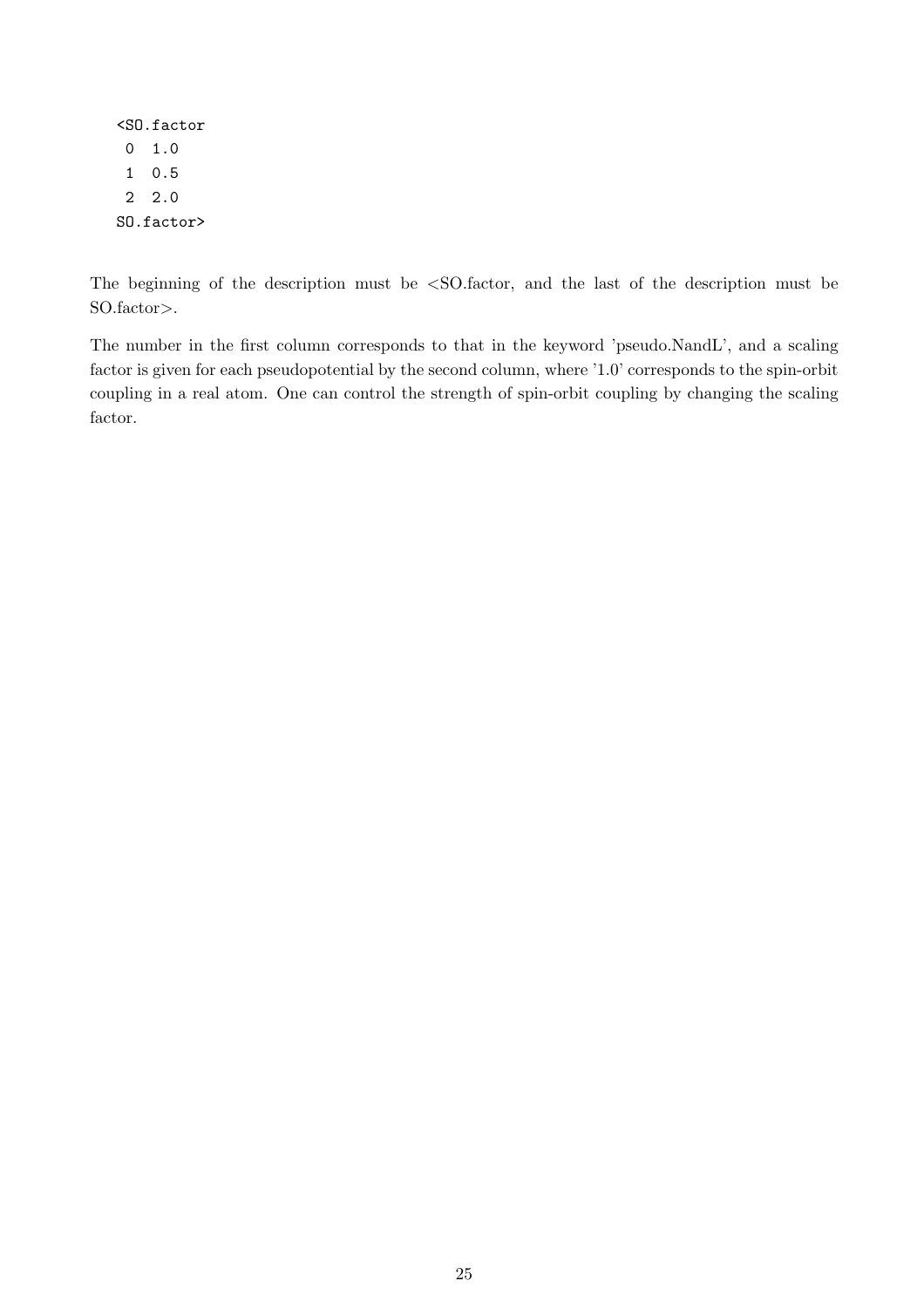```
<SO.factor
 0  1.0
 1  0.5
 2  2.0
SO.factor>
```

The beginning of the description must be <SO.factor, and the last of the description must be SO.factor>.

The number in the first column corresponds to that in the keyword 'pseudo.NandL', and a scaling factor is given for each pseudopotential by the second column, where '1.0' corresponds to the spin-orbit coupling in a real atom. One can control the strength of spin-orbit coupling by changing the scaling factor.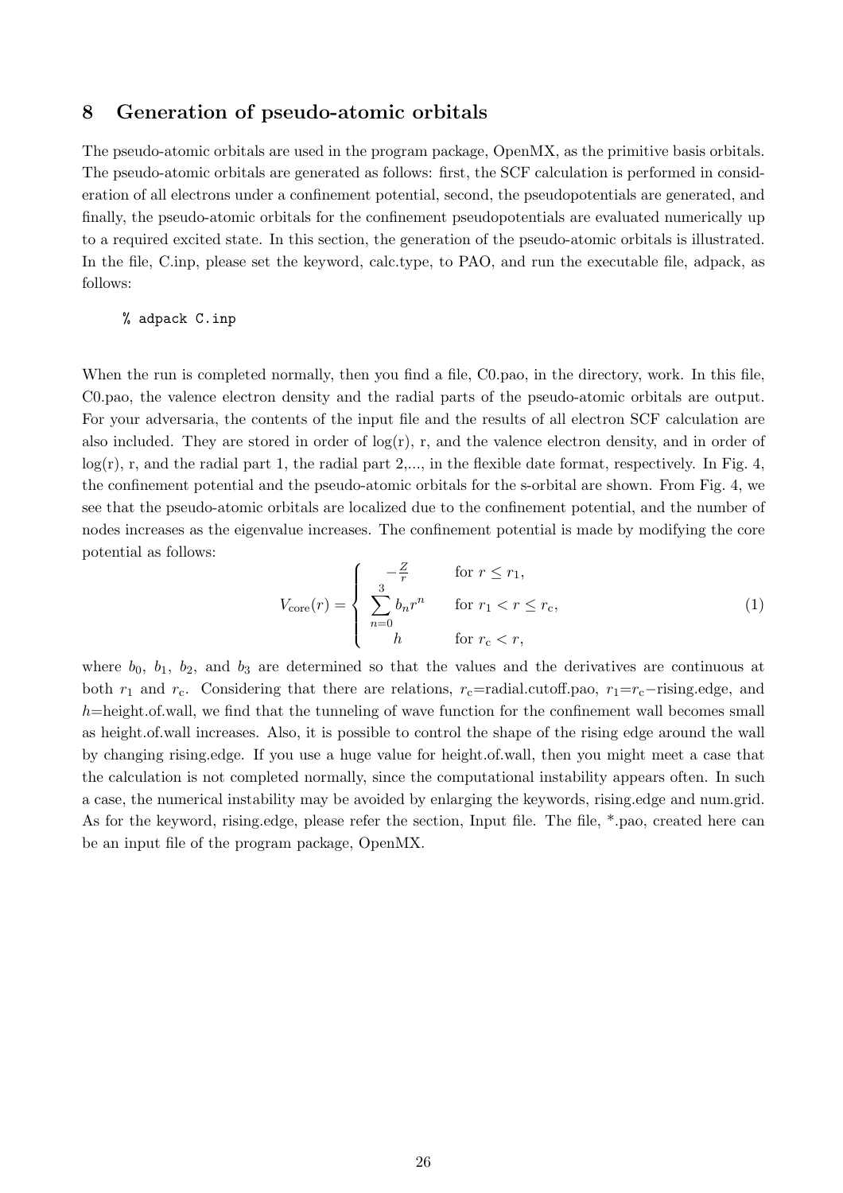## 8 Generation of pseudo-atomic orbitals

The pseudo-atomic orbitals are used in the program package, OpenMX, as the primitive basis orbitals. The pseudo-atomic orbitals are generated as follows: first, the SCF calculation is performed in consideration of all electrons under a confinement potential, second, the pseudopotentials are generated, and finally, the pseudo-atomic orbitals for the confinement pseudopotentials are evaluated numerically up to a required excited state. In this section, the generation of the pseudo-atomic orbitals is illustrated. In the file, C.inp, please set the keyword, calc.type, to PAO, and run the executable file, adpack, as follows:

```
% adpack C.inp
```

When the run is completed normally, then you find a file, C0.pao, in the directory, work. In this file, C0.pao, the valence electron density and the radial parts of the pseudo-atomic orbitals are output. For your adversaria, the contents of the input file and the results of all electron SCF calculation are also included. They are stored in order of log(r), r, and the valence electron density, and in order of log(r), r, and the radial part 1, the radial part 2,..., in the flexible date format, respectively. In Fig. 4, the confinement potential and the pseudo-atomic orbitals for the s-orbital are shown. From Fig. 4, we see that the pseudo-atomic orbitals are localized due to the confinement potential, and the number of nodes increases as the eigenvalue increases. The confinement potential is made by modifying the core potential as follows:

$$V_{\rm core}(r) = \left\{ \begin{array}{ll} -\frac{Z}{r} & \text{for } r \leq r_1, \\ \sum_{n=0}^{3} b_n r^n & \text{for } r_1 < r \leq r_{\rm c}, \\ h & \text{for } r_{\rm c} < r, \end{array} \right. \tag{1}$$

where $b_0$, $b_1$, $b_2$, and $b_3$ are determined so that the values and the derivatives are continuous at both $r_1$ and $r_{\rm c}$. Considering that there are relations, $r_{\rm c}$=radial.cutoff.pao, $r_1$=$r_{\rm c}$−rising.edge, and $h$=height.of.wall, we find that the tunneling of wave function for the confinement wall becomes small as height.of.wall increases. Also, it is possible to control the shape of the rising edge around the wall by changing rising.edge. If you use a huge value for height.of.wall, then you might meet a case that the calculation is not completed normally, since the computational instability appears often. In such a case, the numerical instability may be avoided by enlarging the keywords, rising.edge and num.grid. As for the keyword, rising.edge, please refer the section, Input file. The file, *.pao, created here can be an input file of the program package, OpenMX.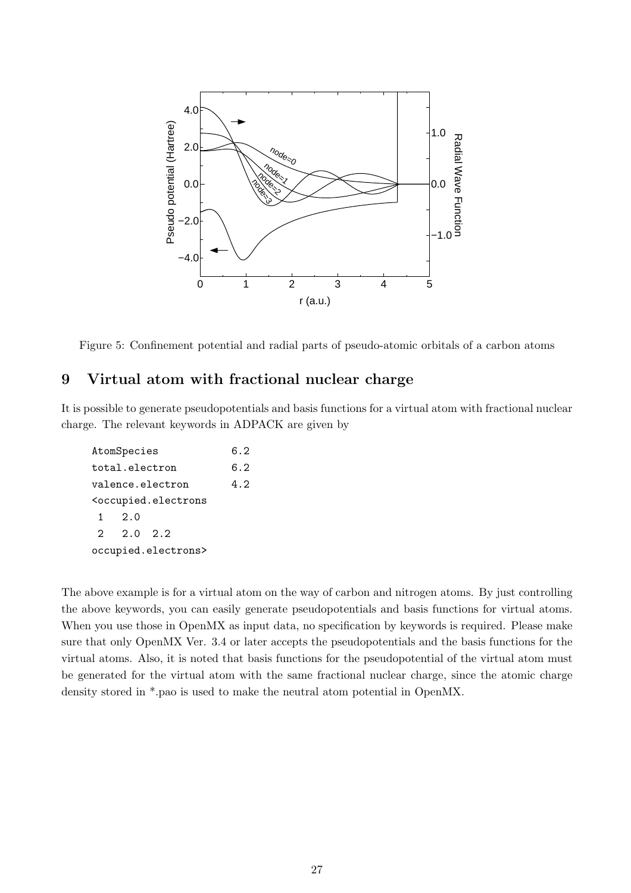Figure 5: Confinement potential and radial parts of pseudo-atomic orbitals of a carbon atoms

## 9 Virtual atom with fractional nuclear charge

It is possible to generate pseudopotentials and basis functions for a virtual atom with fractional nuclear charge. The relevant keywords in ADPACK are given by

```
AtomSpecies          6.2
total.electron       6.2
valence.electron     4.2
<occupied.electrons
 1   2.0
 2   2.0  2.2
occupied.electrons>
```

The above example is for a virtual atom on the way of carbon and nitrogen atoms. By just controlling the above keywords, you can easily generate pseudopotentials and basis functions for virtual atoms. When you use those in OpenMX as input data, no specification by keywords is required. Please make sure that only OpenMX Ver. 3.4 or later accepts the pseudopotentials and the basis functions for the virtual atoms. Also, it is noted that basis functions for the pseudopotential of the virtual atom must be generated for the virtual atom with the same fractional nuclear charge, since the atomic charge density stored in *.pao is used to make the neutral atom potential in OpenMX.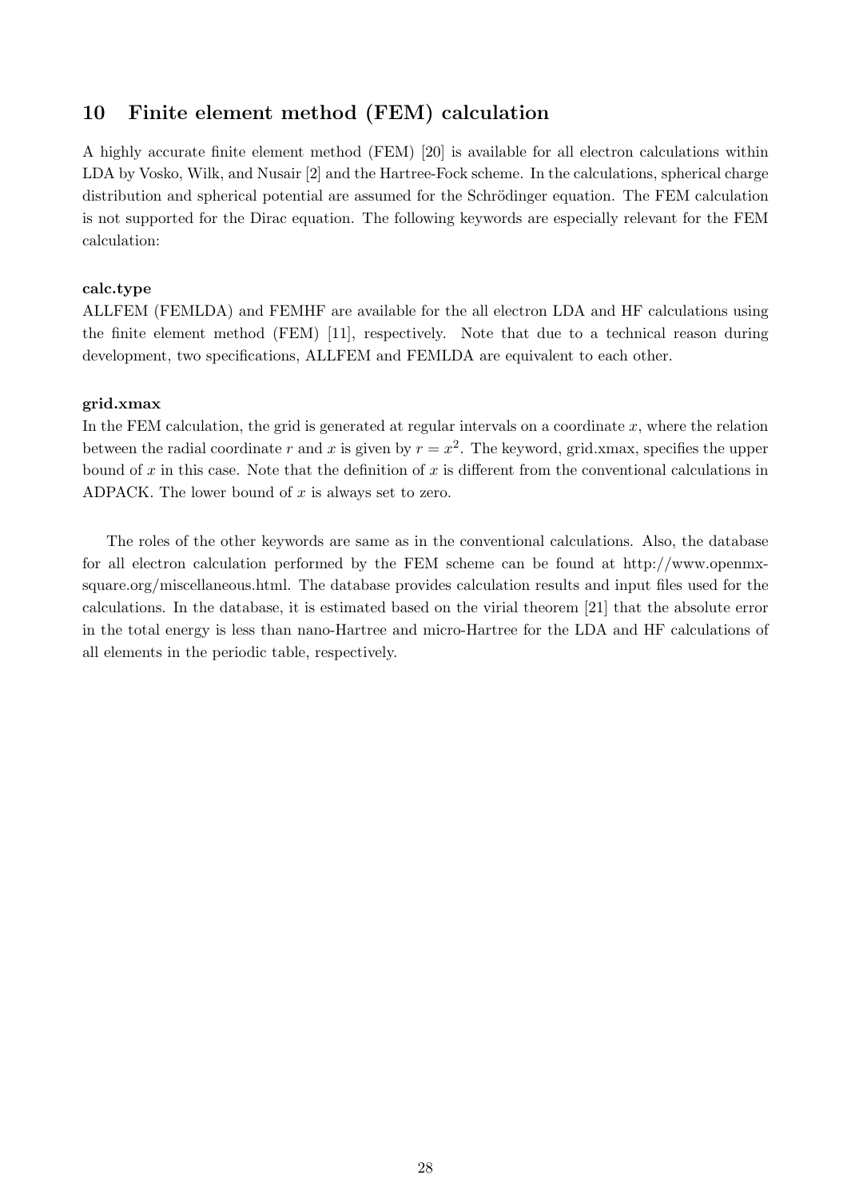## 10 Finite element method (FEM) calculation

A highly accurate finite element method (FEM) [20] is available for all electron calculations within LDA by Vosko, Wilk, and Nusair [2] and the Hartree-Fock scheme. In the calculations, spherical charge distribution and spherical potential are assumed for the Schrödinger equation. The FEM calculation is not supported for the Dirac equation. The following keywords are especially relevant for the FEM calculation:

**calc.type**

ALLFEM (FEMLDA) and FEMHF are available for the all electron LDA and HF calculations using the finite element method (FEM) [11], respectively. Note that due to a technical reason during development, two specifications, ALLFEM and FEMLDA are equivalent to each other.

**grid.xmax**

In the FEM calculation, the grid is generated at regular intervals on a coordinate $x$, where the relation between the radial coordinate $r$ and $x$ is given by $r = x^2$. The keyword, grid.xmax, specifies the upper bound of $x$ in this case. Note that the definition of $x$ is different from the conventional calculations in ADPACK. The lower bound of $x$ is always set to zero.

The roles of the other keywords are same as in the conventional calculations. Also, the database for all electron calculation performed by the FEM scheme can be found at http://www.openmx-square.org/miscellaneous.html. The database provides calculation results and input files used for the calculations. In the database, it is estimated based on the virial theorem [21] that the absolute error in the total energy is less than nano-Hartree and micro-Hartree for the LDA and HF calculations of all elements in the periodic table, respectively.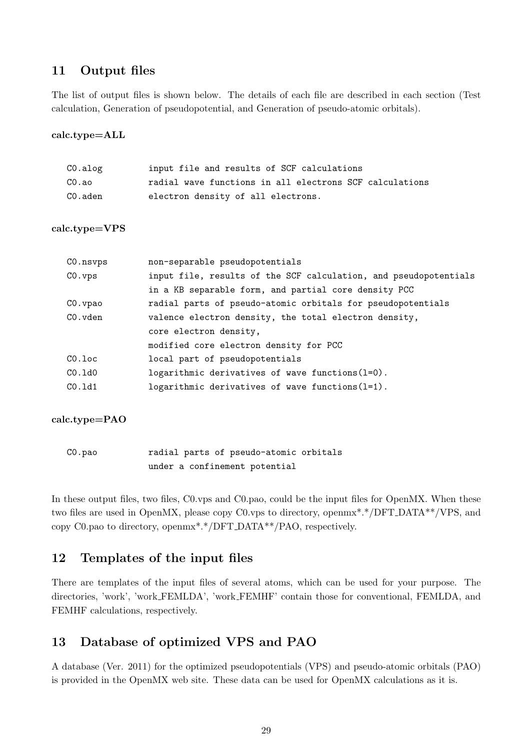## 11 Output files

The list of output files is shown below. The details of each file are described in each section (Test calculation, Generation of pseudopotential, and Generation of pseudo-atomic orbitals).

**calc.type=ALL**

```
C0.alog         input file and results of SCF calculations
C0.ao           radial wave functions in all electrons SCF calculations
C0.aden         electron density of all electrons.
```

**calc.type=VPS**

```
C0.nsvps        non-separable pseudopotentials
C0.vps          input file, results of the SCF calculation, and pseudopotentials
                in a KB separable form, and partial core density PCC
C0.vpao         radial parts of pseudo-atomic orbitals for pseudopotentials
C0.vden         valence electron density, the total electron density,
                core electron density,
                modified core electron density for PCC
C0.loc          local part of pseudopotentials
C0.ld0          logarithmic derivatives of wave functions(l=0).
C0.ld1          logarithmic derivatives of wave functions(l=1).
```

**calc.type=PAO**

```
C0.pao          radial parts of pseudo-atomic orbitals
                under a confinement potential
```

In these output files, two files, C0.vps and C0.pao, could be the input files for OpenMX. When these two files are used in OpenMX, please copy C0.vps to directory, openmx*.*/DFT_DATA**/VPS, and copy C0.pao to directory, openmx*.*/DFT_DATA**/PAO, respectively.

## 12 Templates of the input files

There are templates of the input files of several atoms, which can be used for your purpose. The directories, 'work', 'work_FEMLDA', 'work_FEMHF' contain those for conventional, FEMLDA, and FEMHF calculations, respectively.

## 13 Database of optimized VPS and PAO

A database (Ver. 2011) for the optimized pseudopotentials (VPS) and pseudo-atomic orbitals (PAO) is provided in the OpenMX web site. These data can be used for OpenMX calculations as it is.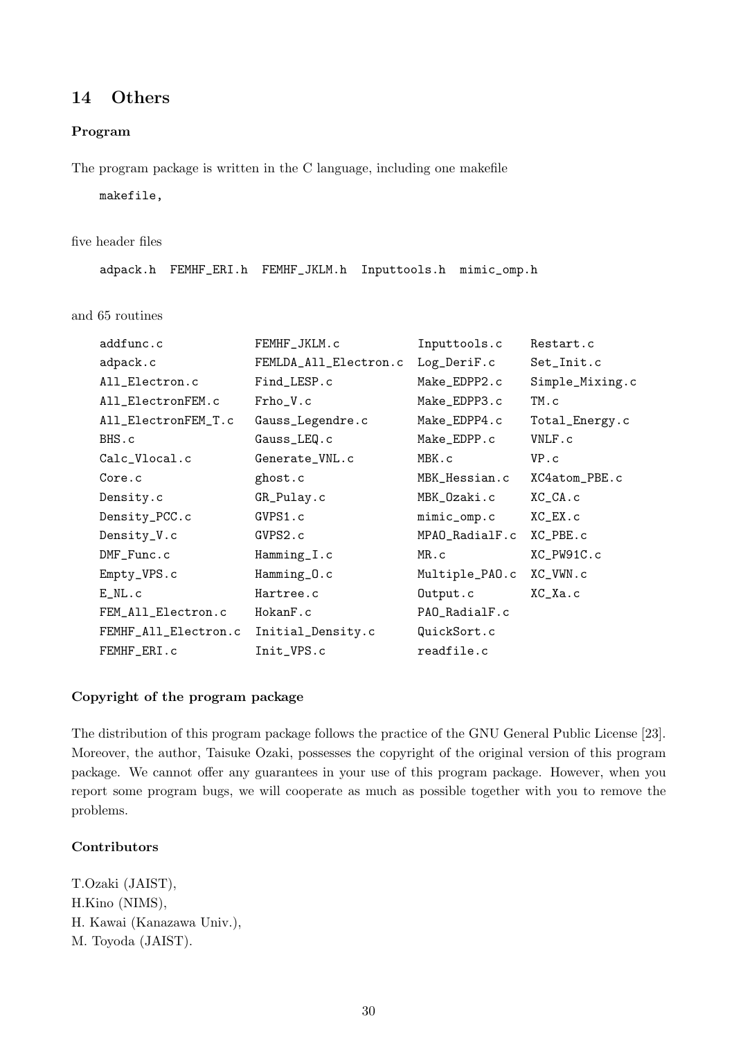## 14 Others

### Program

The program package is written in the C language, including one makefile

```
makefile,
```

five header files

```
adpack.h  FEMHF_ERI.h  FEMHF_JKLM.h  Inputtools.h  mimic_omp.h
```

and 65 routines

```
addfunc.c            FEMHF_JKLM.c          Inputtools.c    Restart.c
adpack.c             FEMLDA_All_Electron.c Log_DeriF.c     Set_Init.c
All_Electron.c       Find_LESP.c           Make_EDPP2.c    Simple_Mixing.c
All_ElectronFEM.c    Frho_V.c              Make_EDPP3.c    TM.c
All_ElectronFEM_T.c  Gauss_Legendre.c      Make_EDPP4.c    Total_Energy.c
BHS.c                Gauss_LEQ.c           Make_EDPP.c     VNLF.c
Calc_Vlocal.c        Generate_VNL.c        MBK.c           VP.c
Core.c               ghost.c               MBK_Hessian.c   XC4atom_PBE.c
Density.c            GR_Pulay.c            MBK_Ozaki.c     XC_CA.c
Density_PCC.c        GVPS1.c               mimic_omp.c     XC_EX.c
Density_V.c          GVPS2.c               MPAO_RadialF.c  XC_PBE.c
DMF_Func.c           Hamming_I.c           MR.c            XC_PW91C.c
Empty_VPS.c          Hamming_O.c           Multiple_PAO.c  XC_VWN.c
E_NL.c               Hartree.c             Output.c        XC_Xa.c
FEM_All_Electron.c   HokanF.c              PAO_RadialF.c
FEMHF_All_Electron.c Initial_Density.c     QuickSort.c
FEMHF_ERI.c          Init_VPS.c            readfile.c
```

### Copyright of the program package

The distribution of this program package follows the practice of the GNU General Public License [23]. Moreover, the author, Taisuke Ozaki, possesses the copyright of the original version of this program package. We cannot offer any guarantees in your use of this program package. However, when you report some program bugs, we will cooperate as much as possible together with you to remove the problems.

### Contributors

T.Ozaki (JAIST),
H.Kino (NIMS),
H. Kawai (Kanazawa Univ.),
M. Toyoda (JAIST).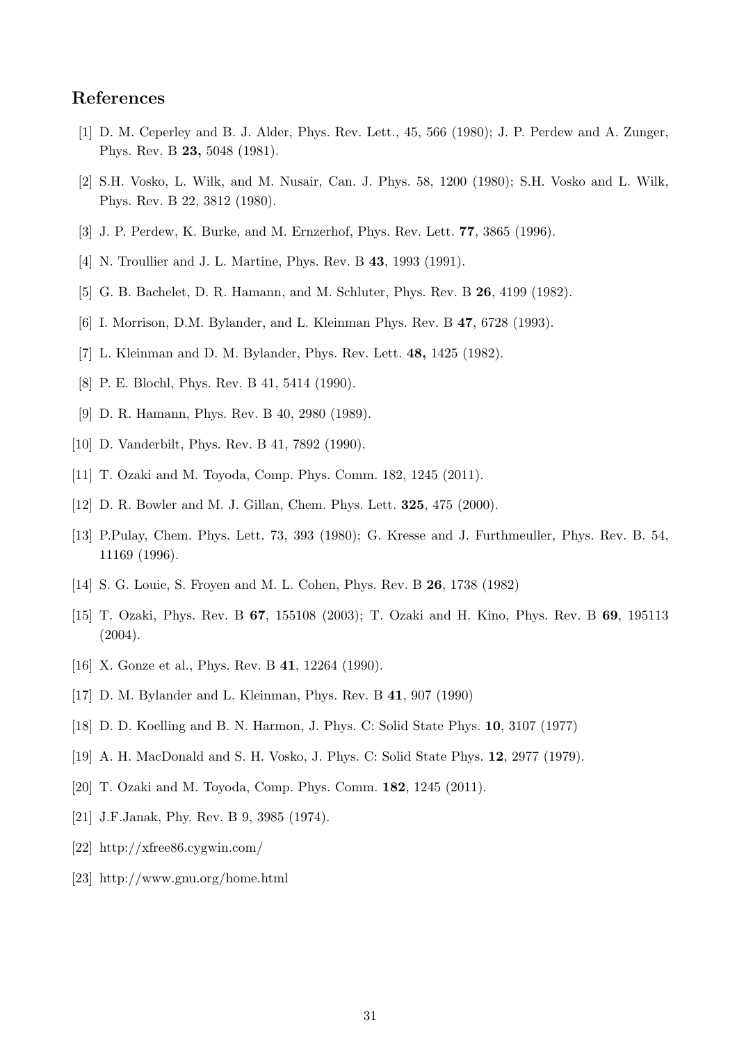## References

[1] D. M. Ceperley and B. J. Alder, Phys. Rev. Lett., 45, 566 (1980); J. P. Perdew and A. Zunger, Phys. Rev. B **23,** 5048 (1981).

[2] S.H. Vosko, L. Wilk, and M. Nusair, Can. J. Phys. 58, 1200 (1980); S.H. Vosko and L. Wilk, Phys. Rev. B 22, 3812 (1980).

[3] J. P. Perdew, K. Burke, and M. Ernzerhof, Phys. Rev. Lett. **77**, 3865 (1996).

[4] N. Troullier and J. L. Martine, Phys. Rev. B **43**, 1993 (1991).

[5] G. B. Bachelet, D. R. Hamann, and M. Schluter, Phys. Rev. B **26**, 4199 (1982).

[6] I. Morrison, D.M. Bylander, and L. Kleinman Phys. Rev. B **47**, 6728 (1993).

[7] L. Kleinman and D. M. Bylander, Phys. Rev. Lett. **48,** 1425 (1982).

[8] P. E. Blochl, Phys. Rev. B 41, 5414 (1990).

[9] D. R. Hamann, Phys. Rev. B 40, 2980 (1989).

[10] D. Vanderbilt, Phys. Rev. B 41, 7892 (1990).

[11] T. Ozaki and M. Toyoda, Comp. Phys. Comm. 182, 1245 (2011).

[12] D. R. Bowler and M. J. Gillan, Chem. Phys. Lett. **325**, 475 (2000).

[13] P.Pulay, Chem. Phys. Lett. 73, 393 (1980); G. Kresse and J. Furthmeuller, Phys. Rev. B. 54, 11169 (1996).

[14] S. G. Louie, S. Froyen and M. L. Cohen, Phys. Rev. B **26**, 1738 (1982)

[15] T. Ozaki, Phys. Rev. B **67**, 155108 (2003); T. Ozaki and H. Kino, Phys. Rev. B **69**, 195113 (2004).

[16] X. Gonze et al., Phys. Rev. B **41**, 12264 (1990).

[17] D. M. Bylander and L. Kleinman, Phys. Rev. B **41**, 907 (1990)

[18] D. D. Koelling and B. N. Harmon, J. Phys. C: Solid State Phys. **10**, 3107 (1977)

[19] A. H. MacDonald and S. H. Vosko, J. Phys. C: Solid State Phys. **12**, 2977 (1979).

[20] T. Ozaki and M. Toyoda, Comp. Phys. Comm. **182**, 1245 (2011).

[21] J.F.Janak, Phy. Rev. B 9, 3985 (1974).

[22] http://xfree86.cygwin.com/

[23] http://www.gnu.org/home.html